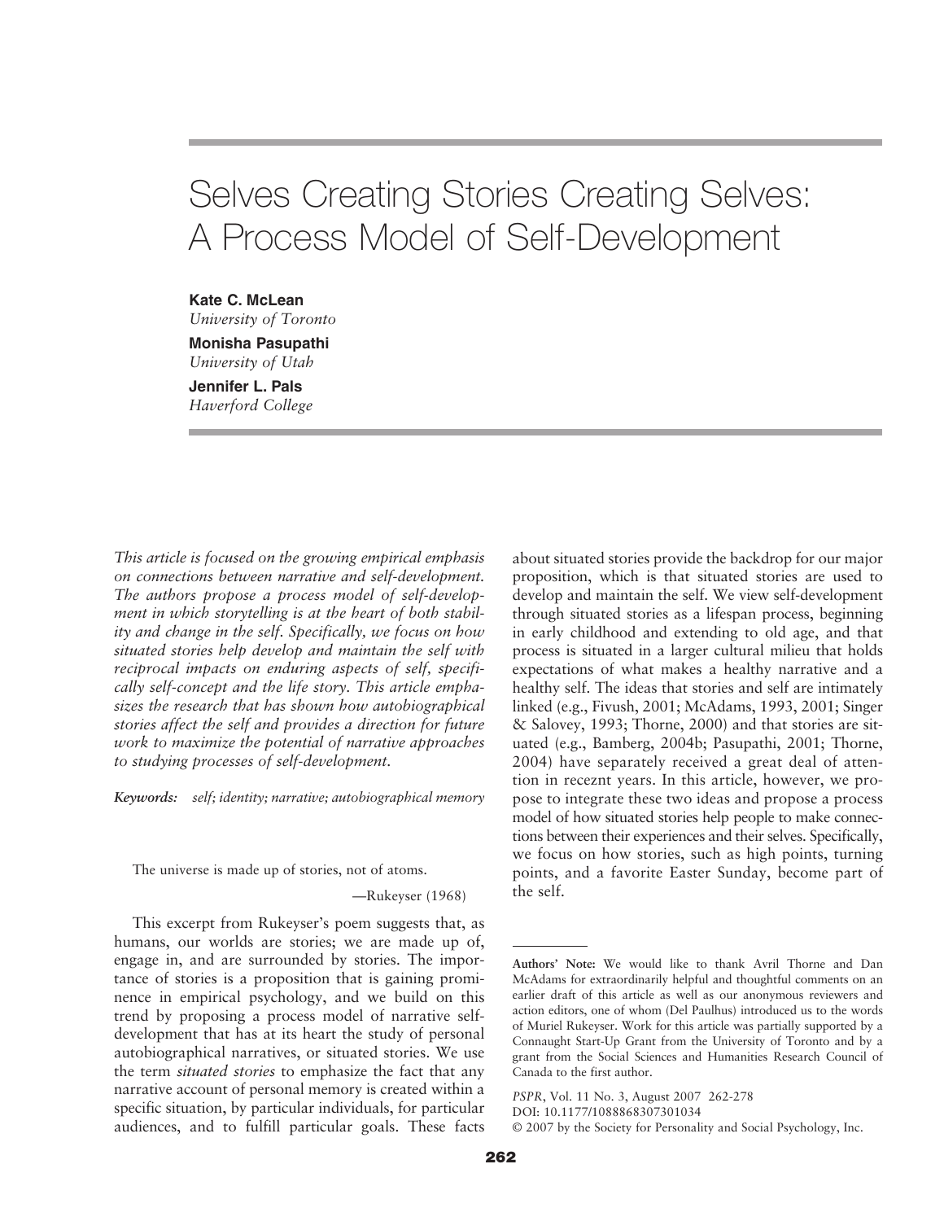# Selves Creating Stories Creating Selves: A Process Model of Self-Development

**Kate C. McLean**
*University of Toronto*

**Monisha Pasupathi**
*University of Utah*

**Jennifer L. Pals**
*Haverford College*

*This article is focused on the growing empirical emphasis on connections between narrative and self-development. The authors propose a process model of self-development in which storytelling is at the heart of both stability and change in the self. Specifically, we focus on how situated stories help develop and maintain the self with reciprocal impacts on enduring aspects of self, specifically self-concept and the life story. This article emphasizes the research that has shown how autobiographical stories affect the self and provides a direction for future work to maximize the potential of narrative approaches to studying processes of self-development.*

***Keywords:*** *self; identity; narrative; autobiographical memory*

> The universe is made up of stories, not of atoms.
>
> —Rukeyser (1968)

This excerpt from Rukeyser's poem suggests that, as humans, our worlds are stories; we are made up of, engage in, and are surrounded by stories. The importance of stories is a proposition that is gaining prominence in empirical psychology, and we build on this trend by proposing a process model of narrative self-development that has at its heart the study of personal autobiographical narratives, or situated stories. We use the term *situated stories* to emphasize the fact that any narrative account of personal memory is created within a specific situation, by particular individuals, for particular audiences, and to fulfill particular goals. These facts about situated stories provide the backdrop for our major proposition, which is that situated stories are used to develop and maintain the self. We view self-development through situated stories as a lifespan process, beginning in early childhood and extending to old age, and that process is situated in a larger cultural milieu that holds expectations of what makes a healthy narrative and a healthy self. The ideas that stories and self are intimately linked (e.g., Fivush, 2001; McAdams, 1993, 2001; Singer & Salovey, 1993; Thorne, 2000) and that stories are situated (e.g., Bamberg, 2004b; Pasupathi, 2001; Thorne, 2004) have separately received a great deal of attention in receznt years. In this article, however, we propose to integrate these two ideas and propose a process model of how situated stories help people to make connections between their experiences and their selves. Specifically, we focus on how stories, such as high points, turning points, and a favorite Easter Sunday, become part of the self.

**Authors' Note:** We would like to thank Avril Thorne and Dan McAdams for extraordinarily helpful and thoughtful comments on an earlier draft of this article as well as our anonymous reviewers and action editors, one of whom (Del Paulhus) introduced us to the words of Muriel Rukeyser. Work for this article was partially supported by a Connaught Start-Up Grant from the University of Toronto and by a grant from the Social Sciences and Humanities Research Council of Canada to the first author.

*PSPR*, Vol. 11 No. 3, August 2007 262-278
DOI: 10.1177/1088868307301034
© 2007 by the Society for Personality and Social Psychology, Inc.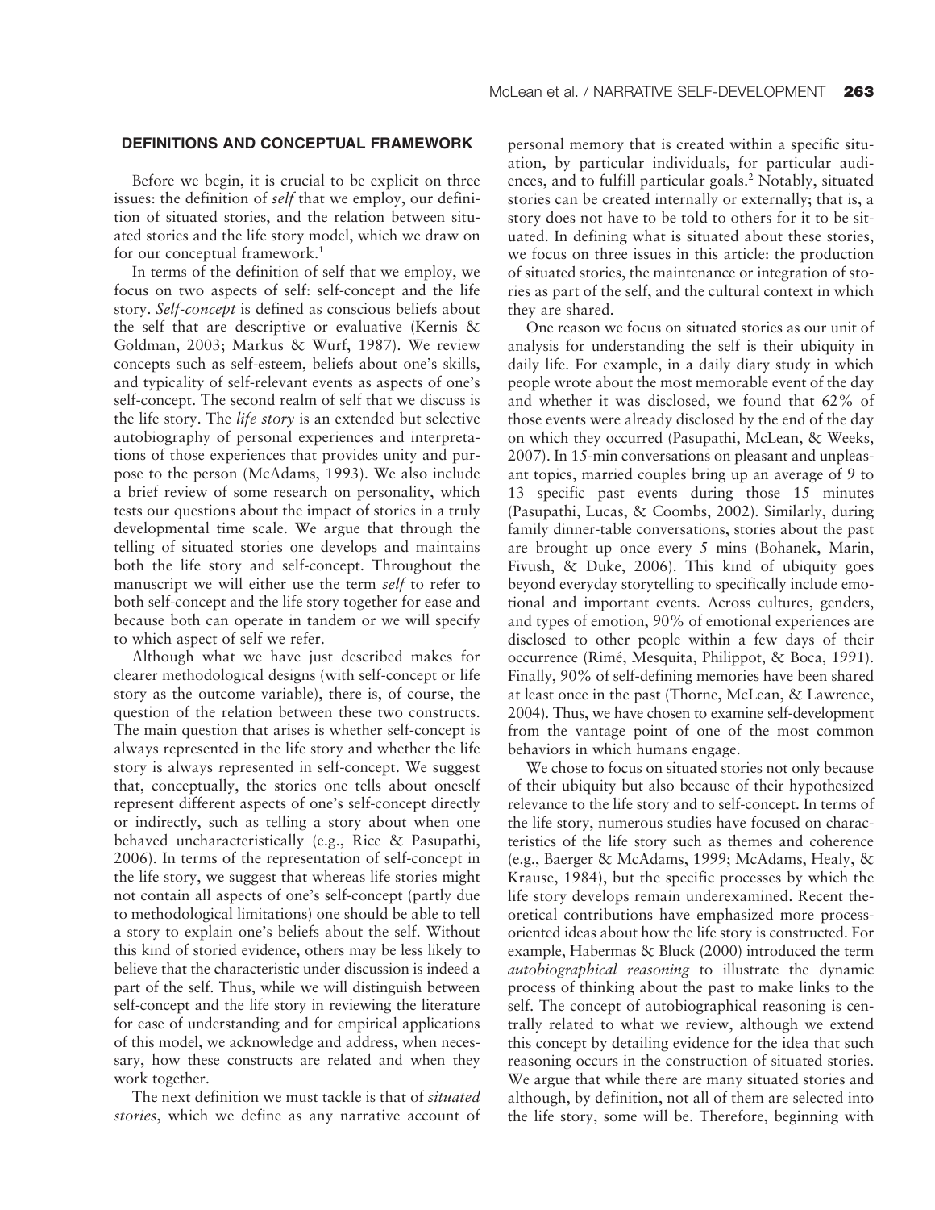## DEFINITIONS AND CONCEPTUAL FRAMEWORK

Before we begin, it is crucial to be explicit on three issues: the definition of *self* that we employ, our definition of situated stories, and the relation between situated stories and the life story model, which we draw on for our conceptual framework.[1]

In terms of the definition of self that we employ, we focus on two aspects of self: self-concept and the life story. *Self-concept* is defined as conscious beliefs about the self that are descriptive or evaluative (Kernis & Goldman, 2003; Markus & Wurf, 1987). We review concepts such as self-esteem, beliefs about one's skills, and typicality of self-relevant events as aspects of one's self-concept. The second realm of self that we discuss is the life story. The *life story* is an extended but selective autobiography of personal experiences and interpretations of those experiences that provides unity and purpose to the person (McAdams, 1993). We also include a brief review of some research on personality, which tests our questions about the impact of stories in a truly developmental time scale. We argue that through the telling of situated stories one develops and maintains both the life story and self-concept. Throughout the manuscript we will either use the term *self* to refer to both self-concept and the life story together for ease and because both can operate in tandem or we will specify to which aspect of self we refer.

Although what we have just described makes for clearer methodological designs (with self-concept or life story as the outcome variable), there is, of course, the question of the relation between these two constructs. The main question that arises is whether self-concept is always represented in the life story and whether the life story is always represented in self-concept. We suggest that, conceptually, the stories one tells about oneself represent different aspects of one's self-concept directly or indirectly, such as telling a story about when one behaved uncharacteristically (e.g., Rice & Pasupathi, 2006). In terms of the representation of self-concept in the life story, we suggest that whereas life stories might not contain all aspects of one's self-concept (partly due to methodological limitations) one should be able to tell a story to explain one's beliefs about the self. Without this kind of storied evidence, others may be less likely to believe that the characteristic under discussion is indeed a part of the self. Thus, while we will distinguish between self-concept and the life story in reviewing the literature for ease of understanding and for empirical applications of this model, we acknowledge and address, when necessary, how these constructs are related and when they work together.

The next definition we must tackle is that of *situated stories*, which we define as any narrative account of personal memory that is created within a specific situation, by particular individuals, for particular audiences, and to fulfill particular goals.[2] Notably, situated stories can be created internally or externally; that is, a story does not have to be told to others for it to be situated. In defining what is situated about these stories, we focus on three issues in this article: the production of situated stories, the maintenance or integration of stories as part of the self, and the cultural context in which they are shared.

One reason we focus on situated stories as our unit of analysis for understanding the self is their ubiquity in daily life. For example, in a daily diary study in which people wrote about the most memorable event of the day and whether it was disclosed, we found that 62% of those events were already disclosed by the end of the day on which they occurred (Pasupathi, McLean, & Weeks, 2007). In 15-min conversations on pleasant and unpleasant topics, married couples bring up an average of 9 to 13 specific past events during those 15 minutes (Pasupathi, Lucas, & Coombs, 2002). Similarly, during family dinner-table conversations, stories about the past are brought up once every 5 mins (Bohanek, Marin, Fivush, & Duke, 2006). This kind of ubiquity goes beyond everyday storytelling to specifically include emotional and important events. Across cultures, genders, and types of emotion, 90% of emotional experiences are disclosed to other people within a few days of their occurrence (Rimé, Mesquita, Philippot, & Boca, 1991). Finally, 90% of self-defining memories have been shared at least once in the past (Thorne, McLean, & Lawrence, 2004). Thus, we have chosen to examine self-development from the vantage point of one of the most common behaviors in which humans engage.

We chose to focus on situated stories not only because of their ubiquity but also because of their hypothesized relevance to the life story and to self-concept. In terms of the life story, numerous studies have focused on characteristics of the life story such as themes and coherence (e.g., Baerger & McAdams, 1999; McAdams, Healy, & Krause, 1984), but the specific processes by which the life story develops remain underexamined. Recent theoretical contributions have emphasized more process-oriented ideas about how the life story is constructed. For example, Habermas & Bluck (2000) introduced the term *autobiographical reasoning* to illustrate the dynamic process of thinking about the past to make links to the self. The concept of autobiographical reasoning is centrally related to what we review, although we extend this concept by detailing evidence for the idea that such reasoning occurs in the construction of situated stories. We argue that while there are many situated stories and although, by definition, not all of them are selected into the life story, some will be. Therefore, beginning with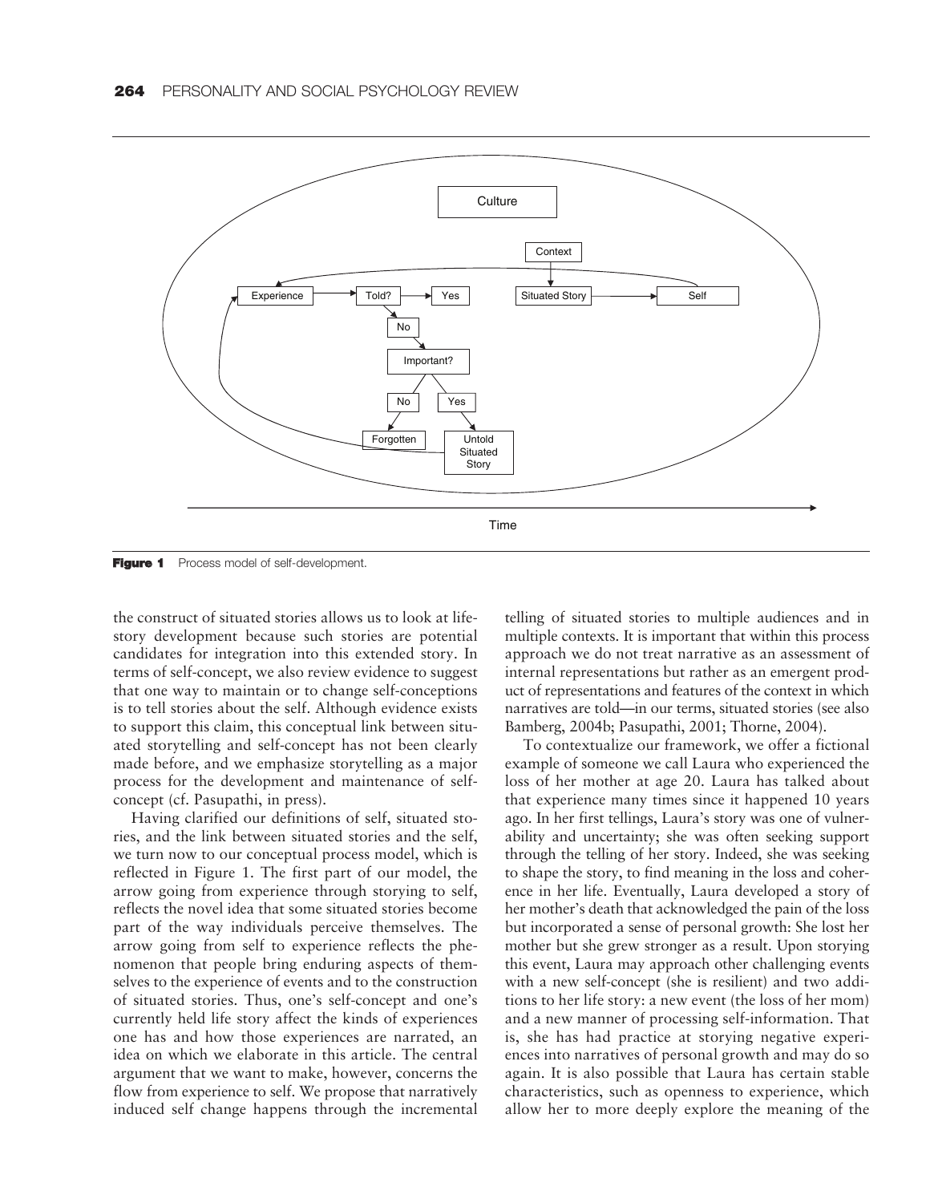Figure 1 Process model of self-development.

the construct of situated stories allows us to look at life-story development because such stories are potential candidates for integration into this extended story. In terms of self-concept, we also review evidence to suggest that one way to maintain or to change self-conceptions is to tell stories about the self. Although evidence exists to support this claim, this conceptual link between situated storytelling and self-concept has not been clearly made before, and we emphasize storytelling as a major process for the development and maintenance of self-concept (cf. Pasupathi, in press).

Having clarified our definitions of self, situated stories, and the link between situated stories and the self, we turn now to our conceptual process model, which is reflected in Figure 1. The first part of our model, the arrow going from experience through storying to self, reflects the novel idea that some situated stories become part of the way individuals perceive themselves. The arrow going from self to experience reflects the phenomenon that people bring enduring aspects of themselves to the experience of events and to the construction of situated stories. Thus, one's self-concept and one's currently held life story affect the kinds of experiences one has and how those experiences are narrated, an idea on which we elaborate in this article. The central argument that we want to make, however, concerns the flow from experience to self. We propose that narratively induced self change happens through the incremental telling of situated stories to multiple audiences and in multiple contexts. It is important that within this process approach we do not treat narrative as an assessment of internal representations but rather as an emergent product of representations and features of the context in which narratives are told—in our terms, situated stories (see also Bamberg, 2004b; Pasupathi, 2001; Thorne, 2004).

To contextualize our framework, we offer a fictional example of someone we call Laura who experienced the loss of her mother at age 20. Laura has talked about that experience many times since it happened 10 years ago. In her first tellings, Laura's story was one of vulnerability and uncertainty; she was often seeking support through the telling of her story. Indeed, she was seeking to shape the story, to find meaning in the loss and coherence in her life. Eventually, Laura developed a story of her mother's death that acknowledged the pain of the loss but incorporated a sense of personal growth: She lost her mother but she grew stronger as a result. Upon storying this event, Laura may approach other challenging events with a new self-concept (she is resilient) and two additions to her life story: a new event (the loss of her mom) and a new manner of processing self-information. That is, she has had practice at storying negative experiences into narratives of personal growth and may do so again. It is also possible that Laura has certain stable characteristics, such as openness to experience, which allow her to more deeply explore the meaning of the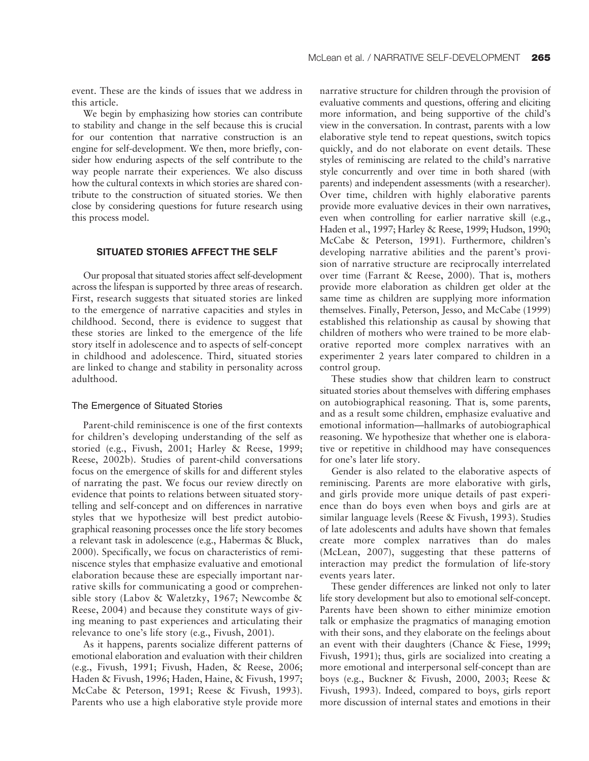event. These are the kinds of issues that we address in this article.

We begin by emphasizing how stories can contribute to stability and change in the self because this is crucial for our contention that narrative construction is an engine for self-development. We then, more briefly, consider how enduring aspects of the self contribute to the way people narrate their experiences. We also discuss how the cultural contexts in which stories are shared contribute to the construction of situated stories. We then close by considering questions for future research using this process model.

## SITUATED STORIES AFFECT THE SELF

Our proposal that situated stories affect self-development across the lifespan is supported by three areas of research. First, research suggests that situated stories are linked to the emergence of narrative capacities and styles in childhood. Second, there is evidence to suggest that these stories are linked to the emergence of the life story itself in adolescence and to aspects of self-concept in childhood and adolescence. Third, situated stories are linked to change and stability in personality across adulthood.

### The Emergence of Situated Stories

Parent-child reminiscence is one of the first contexts for children's developing understanding of the self as storied (e.g., Fivush, 2001; Harley & Reese, 1999; Reese, 2002b). Studies of parent-child conversations focus on the emergence of skills for and different styles of narrating the past. We focus our review directly on evidence that points to relations between situated storytelling and self-concept and on differences in narrative styles that we hypothesize will best predict autobiographical reasoning processes once the life story becomes a relevant task in adolescence (e.g., Habermas & Bluck, 2000). Specifically, we focus on characteristics of reminiscence styles that emphasize evaluative and emotional elaboration because these are especially important narrative skills for communicating a good or comprehensible story (Labov & Waletzky, 1967; Newcombe & Reese, 2004) and because they constitute ways of giving meaning to past experiences and articulating their relevance to one's life story (e.g., Fivush, 2001).

As it happens, parents socialize different patterns of emotional elaboration and evaluation with their children (e.g., Fivush, 1991; Fivush, Haden, & Reese, 2006; Haden & Fivush, 1996; Haden, Haine, & Fivush, 1997; McCabe & Peterson, 1991; Reese & Fivush, 1993). Parents who use a high elaborative style provide more narrative structure for children through the provision of evaluative comments and questions, offering and eliciting more information, and being supportive of the child's view in the conversation. In contrast, parents with a low elaborative style tend to repeat questions, switch topics quickly, and do not elaborate on event details. These styles of reminiscing are related to the child's narrative style concurrently and over time in both shared (with parents) and independent assessments (with a researcher). Over time, children with highly elaborative parents provide more evaluative devices in their own narratives, even when controlling for earlier narrative skill (e.g., Haden et al., 1997; Harley & Reese, 1999; Hudson, 1990; McCabe & Peterson, 1991). Furthermore, children's developing narrative abilities and the parent's provision of narrative structure are reciprocally interrelated over time (Farrant & Reese, 2000). That is, mothers provide more elaboration as children get older at the same time as children are supplying more information themselves. Finally, Peterson, Jesso, and McCabe (1999) established this relationship as causal by showing that children of mothers who were trained to be more elaborative reported more complex narratives with an experimenter 2 years later compared to children in a control group.

These studies show that children learn to construct situated stories about themselves with differing emphases on autobiographical reasoning. That is, some parents, and as a result some children, emphasize evaluative and emotional information—hallmarks of autobiographical reasoning. We hypothesize that whether one is elaborative or repetitive in childhood may have consequences for one's later life story.

Gender is also related to the elaborative aspects of reminiscing. Parents are more elaborative with girls, and girls provide more unique details of past experience than do boys even when boys and girls are at similar language levels (Reese & Fivush, 1993). Studies of late adolescents and adults have shown that females create more complex narratives than do males (McLean, 2007), suggesting that these patterns of interaction may predict the formulation of life-story events years later.

These gender differences are linked not only to later life story development but also to emotional self-concept. Parents have been shown to either minimize emotion talk or emphasize the pragmatics of managing emotion with their sons, and they elaborate on the feelings about an event with their daughters (Chance & Fiese, 1999; Fivush, 1991); thus, girls are socialized into creating a more emotional and interpersonal self-concept than are boys (e.g., Buckner & Fivush, 2000, 2003; Reese & Fivush, 1993). Indeed, compared to boys, girls report more discussion of internal states and emotions in their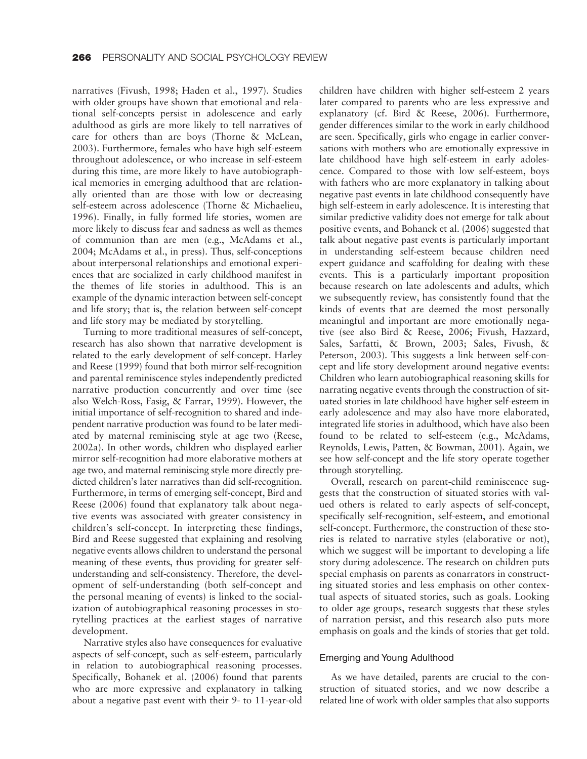narratives (Fivush, 1998; Haden et al., 1997). Studies with older groups have shown that emotional and relational self-concepts persist in adolescence and early adulthood as girls are more likely to tell narratives of care for others than are boys (Thorne & McLean, 2003). Furthermore, females who have high self-esteem throughout adolescence, or who increase in self-esteem during this time, are more likely to have autobiographical memories in emerging adulthood that are relationally oriented than are those with low or decreasing self-esteem across adolescence (Thorne & Michaelieu, 1996). Finally, in fully formed life stories, women are more likely to discuss fear and sadness as well as themes of communion than are men (e.g., McAdams et al., 2004; McAdams et al., in press). Thus, self-conceptions about interpersonal relationships and emotional experiences that are socialized in early childhood manifest in the themes of life stories in adulthood. This is an example of the dynamic interaction between self-concept and life story; that is, the relation between self-concept and life story may be mediated by storytelling.

Turning to more traditional measures of self-concept, research has also shown that narrative development is related to the early development of self-concept. Harley and Reese (1999) found that both mirror self-recognition and parental reminiscence styles independently predicted narrative production concurrently and over time (see also Welch-Ross, Fasig, & Farrar, 1999). However, the initial importance of self-recognition to shared and independent narrative production was found to be later mediated by maternal reminiscing style at age two (Reese, 2002a). In other words, children who displayed earlier mirror self-recognition had more elaborative mothers at age two, and maternal reminiscing style more directly predicted children's later narratives than did self-recognition. Furthermore, in terms of emerging self-concept, Bird and Reese (2006) found that explanatory talk about negative events was associated with greater consistency in children's self-concept. In interpreting these findings, Bird and Reese suggested that explaining and resolving negative events allows children to understand the personal meaning of these events, thus providing for greater self-understanding and self-consistency. Therefore, the development of self-understanding (both self-concept and the personal meaning of events) is linked to the socialization of autobiographical reasoning processes in storytelling practices at the earliest stages of narrative development.

Narrative styles also have consequences for evaluative aspects of self-concept, such as self-esteem, particularly in relation to autobiographical reasoning processes. Specifically, Bohanek et al. (2006) found that parents who are more expressive and explanatory in talking about a negative past event with their 9- to 11-year-old children have children with higher self-esteem 2 years later compared to parents who are less expressive and explanatory (cf. Bird & Reese, 2006). Furthermore, gender differences similar to the work in early childhood are seen. Specifically, girls who engage in earlier conversations with mothers who are emotionally expressive in late childhood have high self-esteem in early adolescence. Compared to those with low self-esteem, boys with fathers who are more explanatory in talking about negative past events in late childhood consequently have high self-esteem in early adolescence. It is interesting that similar predictive validity does not emerge for talk about positive events, and Bohanek et al. (2006) suggested that talk about negative past events is particularly important in understanding self-esteem because children need expert guidance and scaffolding for dealing with these events. This is a particularly important proposition because research on late adolescents and adults, which we subsequently review, has consistently found that the kinds of events that are deemed the most personally meaningful and important are more emotionally negative (see also Bird & Reese, 2006; Fivush, Hazzard, Sales, Sarfatti, & Brown, 2003; Sales, Fivush, & Peterson, 2003). This suggests a link between self-concept and life story development around negative events: Children who learn autobiographical reasoning skills for narrating negative events through the construction of situated stories in late childhood have higher self-esteem in early adolescence and may also have more elaborated, integrated life stories in adulthood, which have also been found to be related to self-esteem (e.g., McAdams, Reynolds, Lewis, Patten, & Bowman, 2001). Again, we see how self-concept and the life story operate together through storytelling.

Overall, research on parent-child reminiscence suggests that the construction of situated stories with valued others is related to early aspects of self-concept, specifically self-recognition, self-esteem, and emotional self-concept. Furthermore, the construction of these stories is related to narrative styles (elaborative or not), which we suggest will be important to developing a life story during adolescence. The research on children puts special emphasis on parents as conarrators in constructing situated stories and less emphasis on other contextual aspects of situated stories, such as goals. Looking to older age groups, research suggests that these styles of narration persist, and this research also puts more emphasis on goals and the kinds of stories that get told.

### Emerging and Young Adulthood

As we have detailed, parents are crucial to the construction of situated stories, and we now describe a related line of work with older samples that also supports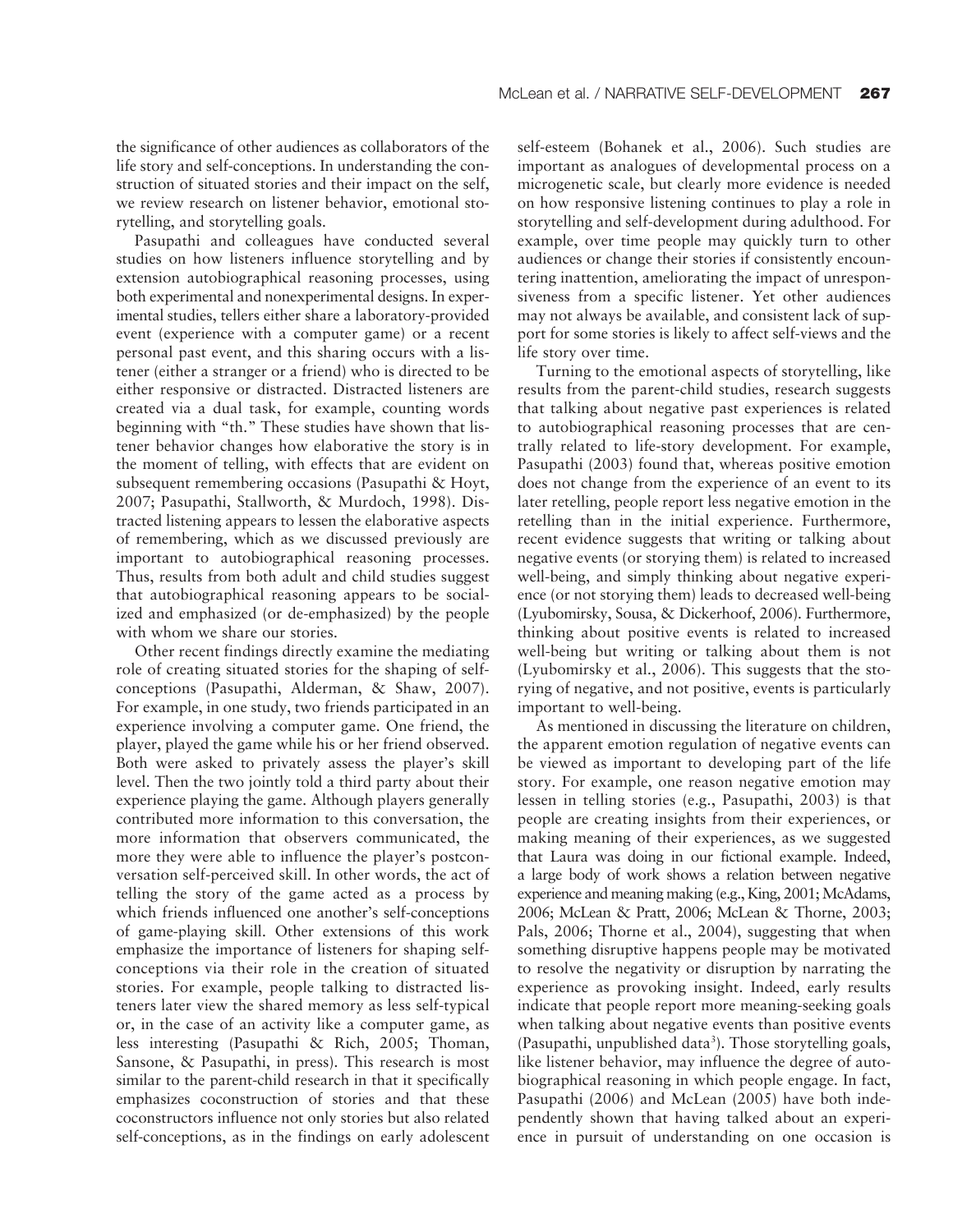the significance of other audiences as collaborators of the life story and self-conceptions. In understanding the construction of situated stories and their impact on the self, we review research on listener behavior, emotional storytelling, and storytelling goals.

Pasupathi and colleagues have conducted several studies on how listeners influence storytelling and by extension autobiographical reasoning processes, using both experimental and nonexperimental designs. In experimental studies, tellers either share a laboratory-provided event (experience with a computer game) or a recent personal past event, and this sharing occurs with a listener (either a stranger or a friend) who is directed to be either responsive or distracted. Distracted listeners are created via a dual task, for example, counting words beginning with "th." These studies have shown that listener behavior changes how elaborative the story is in the moment of telling, with effects that are evident on subsequent remembering occasions (Pasupathi & Hoyt, 2007; Pasupathi, Stallworth, & Murdoch, 1998). Distracted listening appears to lessen the elaborative aspects of remembering, which as we discussed previously are important to autobiographical reasoning processes. Thus, results from both adult and child studies suggest that autobiographical reasoning appears to be socialized and emphasized (or de-emphasized) by the people with whom we share our stories.

Other recent findings directly examine the mediating role of creating situated stories for the shaping of self-conceptions (Pasupathi, Alderman, & Shaw, 2007). For example, in one study, two friends participated in an experience involving a computer game. One friend, the player, played the game while his or her friend observed. Both were asked to privately assess the player's skill level. Then the two jointly told a third party about their experience playing the game. Although players generally contributed more information to this conversation, the more information that observers communicated, the more they were able to influence the player's postconversation self-perceived skill. In other words, the act of telling the story of the game acted as a process by which friends influenced one another's self-conceptions of game-playing skill. Other extensions of this work emphasize the importance of listeners for shaping self-conceptions via their role in the creation of situated stories. For example, people talking to distracted listeners later view the shared memory as less self-typical or, in the case of an activity like a computer game, as less interesting (Pasupathi & Rich, 2005; Thoman, Sansone, & Pasupathi, in press). This research is most similar to the parent-child research in that it specifically emphasizes coconstruction of stories and that these coconstructors influence not only stories but also related self-conceptions, as in the findings on early adolescent self-esteem (Bohanek et al., 2006). Such studies are important as analogues of developmental process on a microgenetic scale, but clearly more evidence is needed on how responsive listening continues to play a role in storytelling and self-development during adulthood. For example, over time people may quickly turn to other audiences or change their stories if consistently encountering inattention, ameliorating the impact of unresponsiveness from a specific listener. Yet other audiences may not always be available, and consistent lack of support for some stories is likely to affect self-views and the life story over time.

Turning to the emotional aspects of storytelling, like results from the parent-child studies, research suggests that talking about negative past experiences is related to autobiographical reasoning processes that are centrally related to life-story development. For example, Pasupathi (2003) found that, whereas positive emotion does not change from the experience of an event to its later retelling, people report less negative emotion in the retelling than in the initial experience. Furthermore, recent evidence suggests that writing or talking about negative events (or storying them) is related to increased well-being, and simply thinking about negative experience (or not storying them) leads to decreased well-being (Lyubomirsky, Sousa, & Dickerhoof, 2006). Furthermore, thinking about positive events is related to increased well-being but writing or talking about them is not (Lyubomirsky et al., 2006). This suggests that the storying of negative, and not positive, events is particularly important to well-being.

As mentioned in discussing the literature on children, the apparent emotion regulation of negative events can be viewed as important to developing part of the life story. For example, one reason negative emotion may lessen in telling stories (e.g., Pasupathi, 2003) is that people are creating insights from their experiences, or making meaning of their experiences, as we suggested that Laura was doing in our fictional example. Indeed, a large body of work shows a relation between negative experience and meaning making (e.g., King, 2001; McAdams, 2006; McLean & Pratt, 2006; McLean & Thorne, 2003; Pals, 2006; Thorne et al., 2004), suggesting that when something disruptive happens people may be motivated to resolve the negativity or disruption by narrating the experience as provoking insight. Indeed, early results indicate that people report more meaning-seeking goals when talking about negative events than positive events (Pasupathi, unpublished data[3]). Those storytelling goals, like listener behavior, may influence the degree of autobiographical reasoning in which people engage. In fact, Pasupathi (2006) and McLean (2005) have both independently shown that having talked about an experience in pursuit of understanding on one occasion is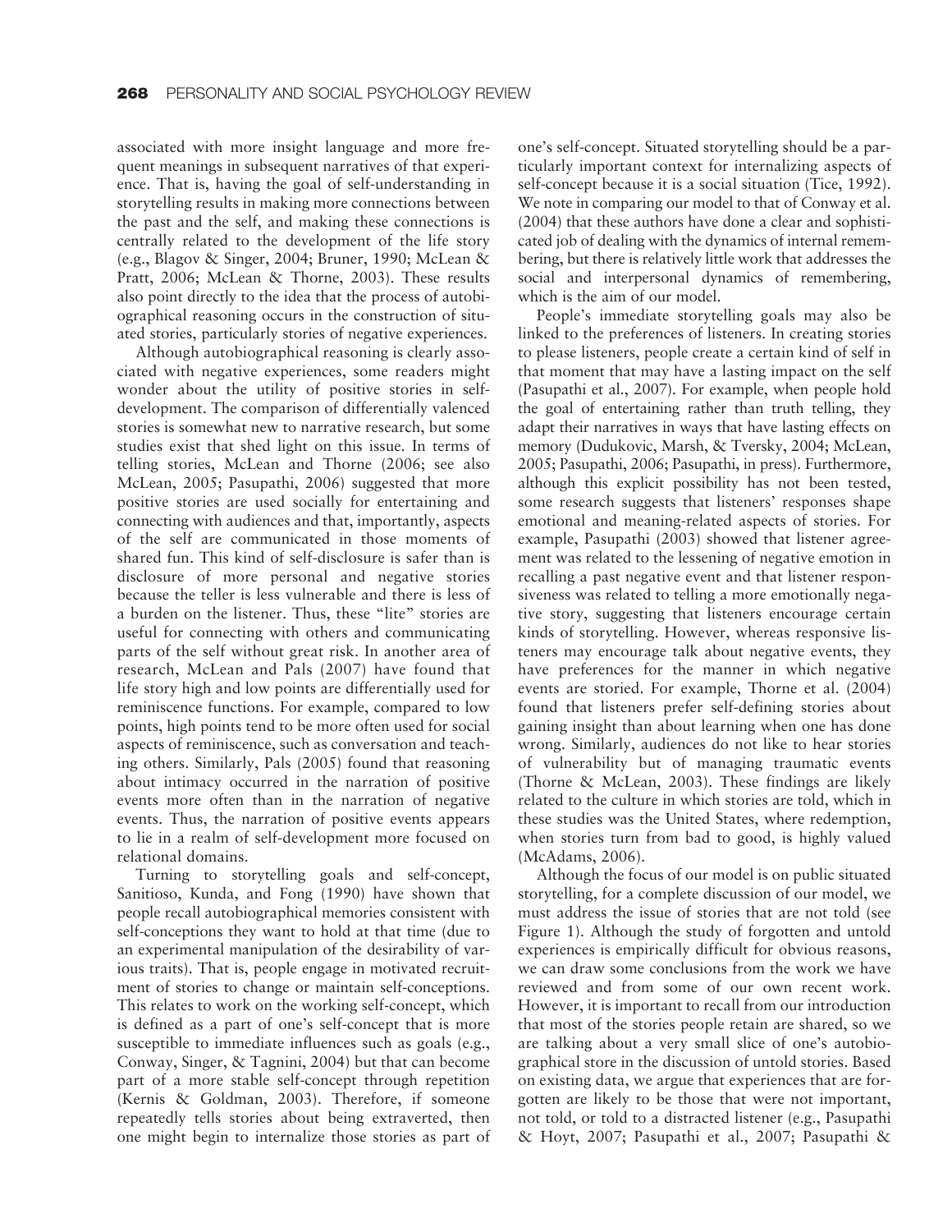associated with more insight language and more frequent meanings in subsequent narratives of that experience. That is, having the goal of self-understanding in storytelling results in making more connections between the past and the self, and making these connections is centrally related to the development of the life story (e.g., Blagov & Singer, 2004; Bruner, 1990; McLean & Pratt, 2006; McLean & Thorne, 2003). These results also point directly to the idea that the process of autobiographical reasoning occurs in the construction of situated stories, particularly stories of negative experiences.

Although autobiographical reasoning is clearly associated with negative experiences, some readers might wonder about the utility of positive stories in self-development. The comparison of differentially valenced stories is somewhat new to narrative research, but some studies exist that shed light on this issue. In terms of telling stories, McLean and Thorne (2006; see also McLean, 2005; Pasupathi, 2006) suggested that more positive stories are used socially for entertaining and connecting with audiences and that, importantly, aspects of the self are communicated in those moments of shared fun. This kind of self-disclosure is safer than is disclosure of more personal and negative stories because the teller is less vulnerable and there is less of a burden on the listener. Thus, these "lite" stories are useful for connecting with others and communicating parts of the self without great risk. In another area of research, McLean and Pals (2007) have found that life story high and low points are differentially used for reminiscence functions. For example, compared to low points, high points tend to be more often used for social aspects of reminiscence, such as conversation and teaching others. Similarly, Pals (2005) found that reasoning about intimacy occurred in the narration of positive events more often than in the narration of negative events. Thus, the narration of positive events appears to lie in a realm of self-development more focused on relational domains.

Turning to storytelling goals and self-concept, Sanitioso, Kunda, and Fong (1990) have shown that people recall autobiographical memories consistent with self-conceptions they want to hold at that time (due to an experimental manipulation of the desirability of various traits). That is, people engage in motivated recruitment of stories to change or maintain self-conceptions. This relates to work on the working self-concept, which is defined as a part of one's self-concept that is more susceptible to immediate influences such as goals (e.g., Conway, Singer, & Tagnini, 2004) but that can become part of a more stable self-concept through repetition (Kernis & Goldman, 2003). Therefore, if someone repeatedly tells stories about being extraverted, then one might begin to internalize those stories as part of one's self-concept. Situated storytelling should be a particularly important context for internalizing aspects of self-concept because it is a social situation (Tice, 1992). We note in comparing our model to that of Conway et al. (2004) that these authors have done a clear and sophisticated job of dealing with the dynamics of internal remembering, but there is relatively little work that addresses the social and interpersonal dynamics of remembering, which is the aim of our model.

People's immediate storytelling goals may also be linked to the preferences of listeners. In creating stories to please listeners, people create a certain kind of self in that moment that may have a lasting impact on the self (Pasupathi et al., 2007). For example, when people hold the goal of entertaining rather than truth telling, they adapt their narratives in ways that have lasting effects on memory (Dudukovic, Marsh, & Tversky, 2004; McLean, 2005; Pasupathi, 2006; Pasupathi, in press). Furthermore, although this explicit possibility has not been tested, some research suggests that listeners' responses shape emotional and meaning-related aspects of stories. For example, Pasupathi (2003) showed that listener agreement was related to the lessening of negative emotion in recalling a past negative event and that listener responsiveness was related to telling a more emotionally negative story, suggesting that listeners encourage certain kinds of storytelling. However, whereas responsive listeners may encourage talk about negative events, they have preferences for the manner in which negative events are storied. For example, Thorne et al. (2004) found that listeners prefer self-defining stories about gaining insight than about learning when one has done wrong. Similarly, audiences do not like to hear stories of vulnerability but of managing traumatic events (Thorne & McLean, 2003). These findings are likely related to the culture in which stories are told, which in these studies was the United States, where redemption, when stories turn from bad to good, is highly valued (McAdams, 2006).

Although the focus of our model is on public situated storytelling, for a complete discussion of our model, we must address the issue of stories that are not told (see Figure 1). Although the study of forgotten and untold experiences is empirically difficult for obvious reasons, we can draw some conclusions from the work we have reviewed and from some of our own recent work. However, it is important to recall from our introduction that most of the stories people retain are shared, so we are talking about a very small slice of one's autobiographical store in the discussion of untold stories. Based on existing data, we argue that experiences that are forgotten are likely to be those that were not important, not told, or told to a distracted listener (e.g., Pasupathi & Hoyt, 2007; Pasupathi et al., 2007; Pasupathi &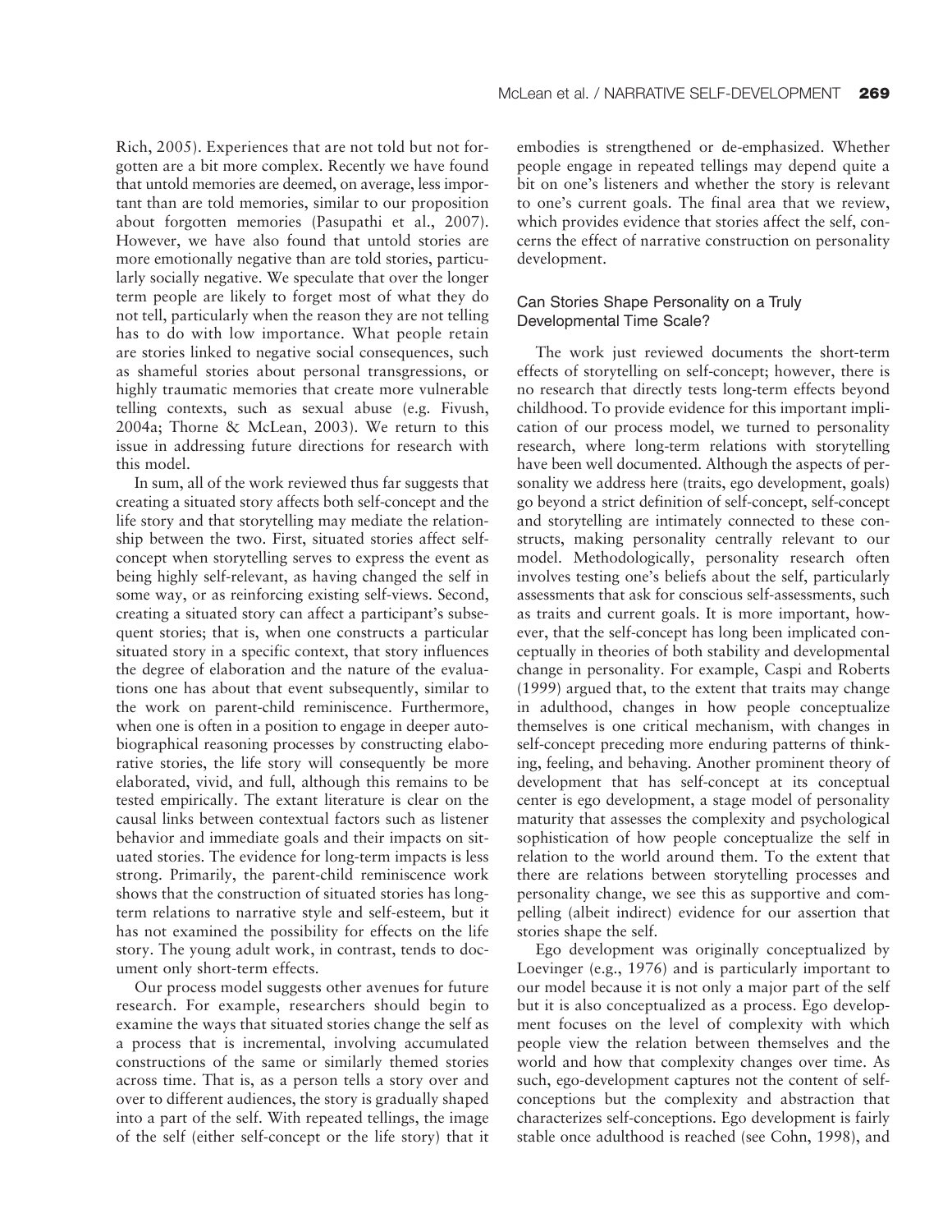Rich, 2005). Experiences that are not told but not forgotten are a bit more complex. Recently we have found that untold memories are deemed, on average, less important than are told memories, similar to our proposition about forgotten memories (Pasupathi et al., 2007). However, we have also found that untold stories are more emotionally negative than are told stories, particularly socially negative. We speculate that over the longer term people are likely to forget most of what they do not tell, particularly when the reason they are not telling has to do with low importance. What people retain are stories linked to negative social consequences, such as shameful stories about personal transgressions, or highly traumatic memories that create more vulnerable telling contexts, such as sexual abuse (e.g. Fivush, 2004a; Thorne & McLean, 2003). We return to this issue in addressing future directions for research with this model.

In sum, all of the work reviewed thus far suggests that creating a situated story affects both self-concept and the life story and that storytelling may mediate the relationship between the two. First, situated stories affect self-concept when storytelling serves to express the event as being highly self-relevant, as having changed the self in some way, or as reinforcing existing self-views. Second, creating a situated story can affect a participant's subsequent stories; that is, when one constructs a particular situated story in a specific context, that story influences the degree of elaboration and the nature of the evaluations one has about that event subsequently, similar to the work on parent-child reminiscence. Furthermore, when one is often in a position to engage in deeper autobiographical reasoning processes by constructing elaborative stories, the life story will consequently be more elaborated, vivid, and full, although this remains to be tested empirically. The extant literature is clear on the causal links between contextual factors such as listener behavior and immediate goals and their impacts on situated stories. The evidence for long-term impacts is less strong. Primarily, the parent-child reminiscence work shows that the construction of situated stories has long-term relations to narrative style and self-esteem, but it has not examined the possibility for effects on the life story. The young adult work, in contrast, tends to document only short-term effects.

Our process model suggests other avenues for future research. For example, researchers should begin to examine the ways that situated stories change the self as a process that is incremental, involving accumulated constructions of the same or similarly themed stories across time. That is, as a person tells a story over and over to different audiences, the story is gradually shaped into a part of the self. With repeated tellings, the image of the self (either self-concept or the life story) that it embodies is strengthened or de-emphasized. Whether people engage in repeated tellings may depend quite a bit on one's listeners and whether the story is relevant to one's current goals. The final area that we review, which provides evidence that stories affect the self, concerns the effect of narrative construction on personality development.

### Can Stories Shape Personality on a Truly Developmental Time Scale?

The work just reviewed documents the short-term effects of storytelling on self-concept; however, there is no research that directly tests long-term effects beyond childhood. To provide evidence for this important implication of our process model, we turned to personality research, where long-term relations with storytelling have been well documented. Although the aspects of personality we address here (traits, ego development, goals) go beyond a strict definition of self-concept, self-concept and storytelling are intimately connected to these constructs, making personality centrally relevant to our model. Methodologically, personality research often involves testing one's beliefs about the self, particularly assessments that ask for conscious self-assessments, such as traits and current goals. It is more important, however, that the self-concept has long been implicated conceptually in theories of both stability and developmental change in personality. For example, Caspi and Roberts (1999) argued that, to the extent that traits may change in adulthood, changes in how people conceptualize themselves is one critical mechanism, with changes in self-concept preceding more enduring patterns of thinking, feeling, and behaving. Another prominent theory of development that has self-concept at its conceptual center is ego development, a stage model of personality maturity that assesses the complexity and psychological sophistication of how people conceptualize the self in relation to the world around them. To the extent that there are relations between storytelling processes and personality change, we see this as supportive and compelling (albeit indirect) evidence for our assertion that stories shape the self.

Ego development was originally conceptualized by Loevinger (e.g., 1976) and is particularly important to our model because it is not only a major part of the self but it is also conceptualized as a process. Ego development focuses on the level of complexity with which people view the relation between themselves and the world and how that complexity changes over time. As such, ego-development captures not the content of self-conceptions but the complexity and abstraction that characterizes self-conceptions. Ego development is fairly stable once adulthood is reached (see Cohn, 1998), and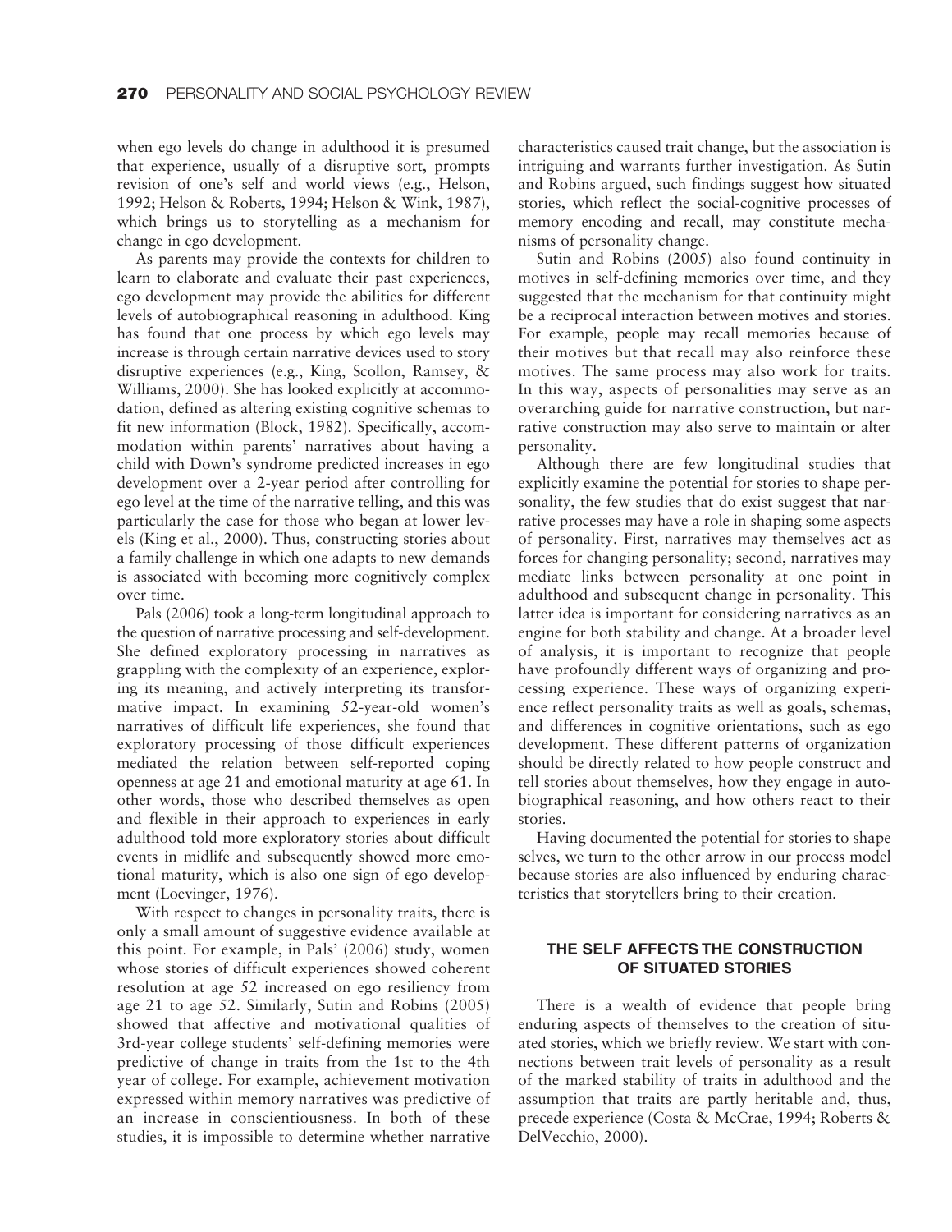when ego levels do change in adulthood it is presumed that experience, usually of a disruptive sort, prompts revision of one's self and world views (e.g., Helson, 1992; Helson & Roberts, 1994; Helson & Wink, 1987), which brings us to storytelling as a mechanism for change in ego development.

As parents may provide the contexts for children to learn to elaborate and evaluate their past experiences, ego development may provide the abilities for different levels of autobiographical reasoning in adulthood. King has found that one process by which ego levels may increase is through certain narrative devices used to story disruptive experiences (e.g., King, Scollon, Ramsey, & Williams, 2000). She has looked explicitly at accommodation, defined as altering existing cognitive schemas to fit new information (Block, 1982). Specifically, accommodation within parents' narratives about having a child with Down's syndrome predicted increases in ego development over a 2-year period after controlling for ego level at the time of the narrative telling, and this was particularly the case for those who began at lower levels (King et al., 2000). Thus, constructing stories about a family challenge in which one adapts to new demands is associated with becoming more cognitively complex over time.

Pals (2006) took a long-term longitudinal approach to the question of narrative processing and self-development. She defined exploratory processing in narratives as grappling with the complexity of an experience, exploring its meaning, and actively interpreting its transformative impact. In examining 52-year-old women's narratives of difficult life experiences, she found that exploratory processing of those difficult experiences mediated the relation between self-reported coping openness at age 21 and emotional maturity at age 61. In other words, those who described themselves as open and flexible in their approach to experiences in early adulthood told more exploratory stories about difficult events in midlife and subsequently showed more emotional maturity, which is also one sign of ego development (Loevinger, 1976).

With respect to changes in personality traits, there is only a small amount of suggestive evidence available at this point. For example, in Pals' (2006) study, women whose stories of difficult experiences showed coherent resolution at age 52 increased on ego resiliency from age 21 to age 52. Similarly, Sutin and Robins (2005) showed that affective and motivational qualities of 3rd-year college students' self-defining memories were predictive of change in traits from the 1st to the 4th year of college. For example, achievement motivation expressed within memory narratives was predictive of an increase in conscientiousness. In both of these studies, it is impossible to determine whether narrative characteristics caused trait change, but the association is intriguing and warrants further investigation. As Sutin and Robins argued, such findings suggest how situated stories, which reflect the social-cognitive processes of memory encoding and recall, may constitute mechanisms of personality change.

Sutin and Robins (2005) also found continuity in motives in self-defining memories over time, and they suggested that the mechanism for that continuity might be a reciprocal interaction between motives and stories. For example, people may recall memories because of their motives but that recall may also reinforce these motives. The same process may also work for traits. In this way, aspects of personalities may serve as an overarching guide for narrative construction, but narrative construction may also serve to maintain or alter personality.

Although there are few longitudinal studies that explicitly examine the potential for stories to shape personality, the few studies that do exist suggest that narrative processes may have a role in shaping some aspects of personality. First, narratives may themselves act as forces for changing personality; second, narratives may mediate links between personality at one point in adulthood and subsequent change in personality. This latter idea is important for considering narratives as an engine for both stability and change. At a broader level of analysis, it is important to recognize that people have profoundly different ways of organizing and processing experience. These ways of organizing experience reflect personality traits as well as goals, schemas, and differences in cognitive orientations, such as ego development. These different patterns of organization should be directly related to how people construct and tell stories about themselves, how they engage in autobiographical reasoning, and how others react to their stories.

Having documented the potential for stories to shape selves, we turn to the other arrow in our process model because stories are also influenced by enduring characteristics that storytellers bring to their creation.

## THE SELF AFFECTS THE CONSTRUCTION OF SITUATED STORIES

There is a wealth of evidence that people bring enduring aspects of themselves to the creation of situated stories, which we briefly review. We start with connections between trait levels of personality as a result of the marked stability of traits in adulthood and the assumption that traits are partly heritable and, thus, precede experience (Costa & McCrae, 1994; Roberts & DelVecchio, 2000).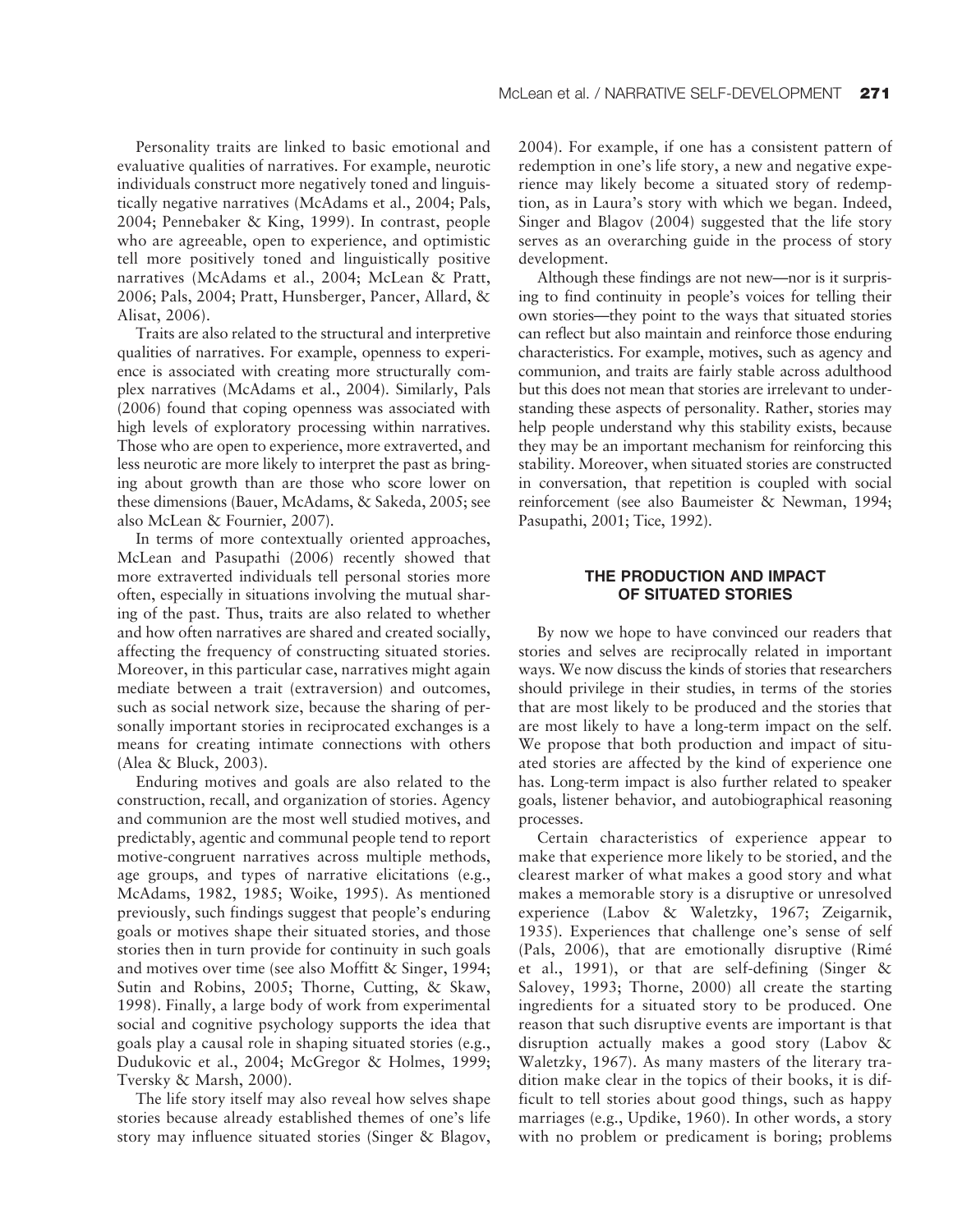Personality traits are linked to basic emotional and evaluative qualities of narratives. For example, neurotic individuals construct more negatively toned and linguistically negative narratives (McAdams et al., 2004; Pals, 2004; Pennebaker & King, 1999). In contrast, people who are agreeable, open to experience, and optimistic tell more positively toned and linguistically positive narratives (McAdams et al., 2004; McLean & Pratt, 2006; Pals, 2004; Pratt, Hunsberger, Pancer, Allard, & Alisat, 2006).

Traits are also related to the structural and interpretive qualities of narratives. For example, openness to experience is associated with creating more structurally complex narratives (McAdams et al., 2004). Similarly, Pals (2006) found that coping openness was associated with high levels of exploratory processing within narratives. Those who are open to experience, more extraverted, and less neurotic are more likely to interpret the past as bringing about growth than are those who score lower on these dimensions (Bauer, McAdams, & Sakeda, 2005; see also McLean & Fournier, 2007).

In terms of more contextually oriented approaches, McLean and Pasupathi (2006) recently showed that more extraverted individuals tell personal stories more often, especially in situations involving the mutual sharing of the past. Thus, traits are also related to whether and how often narratives are shared and created socially, affecting the frequency of constructing situated stories. Moreover, in this particular case, narratives might again mediate between a trait (extraversion) and outcomes, such as social network size, because the sharing of personally important stories in reciprocated exchanges is a means for creating intimate connections with others (Alea & Bluck, 2003).

Enduring motives and goals are also related to the construction, recall, and organization of stories. Agency and communion are the most well studied motives, and predictably, agentic and communal people tend to report motive-congruent narratives across multiple methods, age groups, and types of narrative elicitations (e.g., McAdams, 1982, 1985; Woike, 1995). As mentioned previously, such findings suggest that people's enduring goals or motives shape their situated stories, and those stories then in turn provide for continuity in such goals and motives over time (see also Moffitt & Singer, 1994; Sutin and Robins, 2005; Thorne, Cutting, & Skaw, 1998). Finally, a large body of work from experimental social and cognitive psychology supports the idea that goals play a causal role in shaping situated stories (e.g., Dudukovic et al., 2004; McGregor & Holmes, 1999; Tversky & Marsh, 2000).

The life story itself may also reveal how selves shape stories because already established themes of one's life story may influence situated stories (Singer & Blagov, 2004). For example, if one has a consistent pattern of redemption in one's life story, a new and negative experience may likely become a situated story of redemption, as in Laura's story with which we began. Indeed, Singer and Blagov (2004) suggested that the life story serves as an overarching guide in the process of story development.

Although these findings are not new—nor is it surprising to find continuity in people's voices for telling their own stories—they point to the ways that situated stories can reflect but also maintain and reinforce those enduring characteristics. For example, motives, such as agency and communion, and traits are fairly stable across adulthood but this does not mean that stories are irrelevant to understanding these aspects of personality. Rather, stories may help people understand why this stability exists, because they may be an important mechanism for reinforcing this stability. Moreover, when situated stories are constructed in conversation, that repetition is coupled with social reinforcement (see also Baumeister & Newman, 1994; Pasupathi, 2001; Tice, 1992).

## THE PRODUCTION AND IMPACT OF SITUATED STORIES

By now we hope to have convinced our readers that stories and selves are reciprocally related in important ways. We now discuss the kinds of stories that researchers should privilege in their studies, in terms of the stories that are most likely to be produced and the stories that are most likely to have a long-term impact on the self. We propose that both production and impact of situated stories are affected by the kind of experience one has. Long-term impact is also further related to speaker goals, listener behavior, and autobiographical reasoning processes.

Certain characteristics of experience appear to make that experience more likely to be storied, and the clearest marker of what makes a good story and what makes a memorable story is a disruptive or unresolved experience (Labov & Waletzky, 1967; Zeigarnik, 1935). Experiences that challenge one's sense of self (Pals, 2006), that are emotionally disruptive (Rimé et al., 1991), or that are self-defining (Singer & Salovey, 1993; Thorne, 2000) all create the starting ingredients for a situated story to be produced. One reason that such disruptive events are important is that disruption actually makes a good story (Labov & Waletzky, 1967). As many masters of the literary tradition make clear in the topics of their books, it is difficult to tell stories about good things, such as happy marriages (e.g., Updike, 1960). In other words, a story with no problem or predicament is boring; problems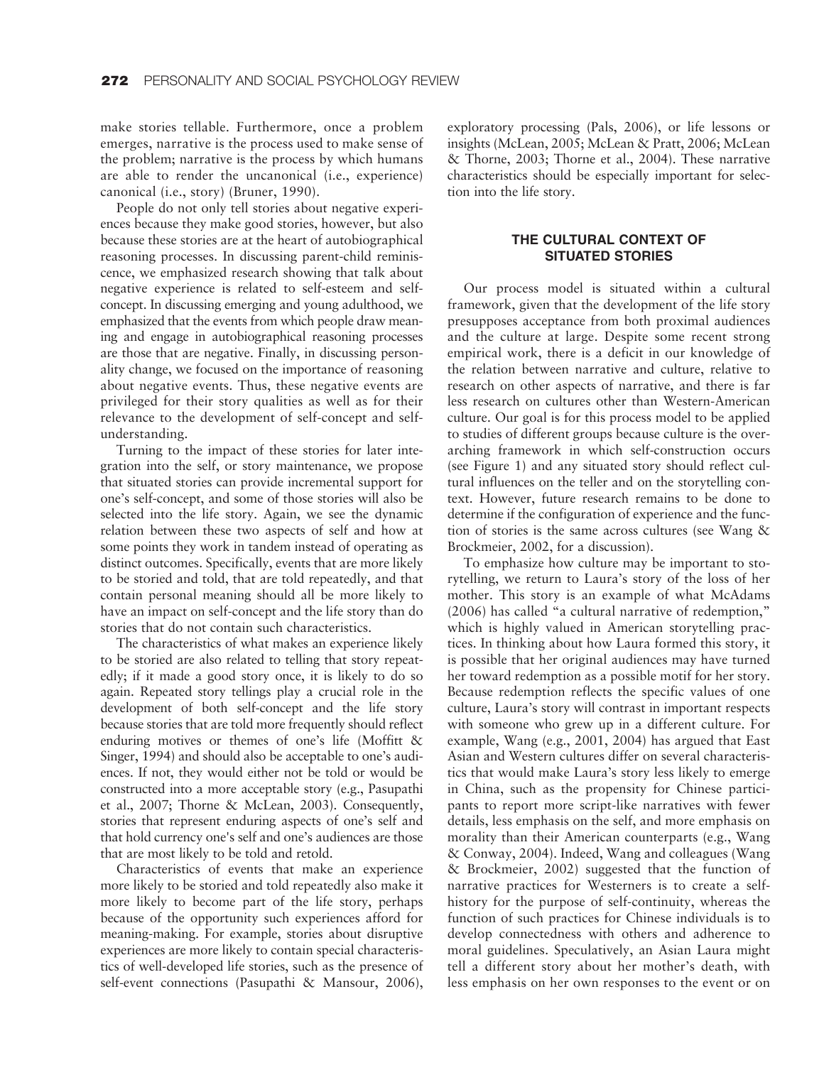make stories tellable. Furthermore, once a problem emerges, narrative is the process used to make sense of the problem; narrative is the process by which humans are able to render the uncanonical (i.e., experience) canonical (i.e., story) (Bruner, 1990).

People do not only tell stories about negative experiences because they make good stories, however, but also because these stories are at the heart of autobiographical reasoning processes. In discussing parent-child reminiscence, we emphasized research showing that talk about negative experience is related to self-esteem and self-concept. In discussing emerging and young adulthood, we emphasized that the events from which people draw meaning and engage in autobiographical reasoning processes are those that are negative. Finally, in discussing personality change, we focused on the importance of reasoning about negative events. Thus, these negative events are privileged for their story qualities as well as for their relevance to the development of self-concept and self-understanding.

Turning to the impact of these stories for later integration into the self, or story maintenance, we propose that situated stories can provide incremental support for one's self-concept, and some of those stories will also be selected into the life story. Again, we see the dynamic relation between these two aspects of self and how at some points they work in tandem instead of operating as distinct outcomes. Specifically, events that are more likely to be storied and told, that are told repeatedly, and that contain personal meaning should all be more likely to have an impact on self-concept and the life story than do stories that do not contain such characteristics.

The characteristics of what makes an experience likely to be storied are also related to telling that story repeatedly; if it made a good story once, it is likely to do so again. Repeated story tellings play a crucial role in the development of both self-concept and the life story because stories that are told more frequently should reflect enduring motives or themes of one's life (Moffitt & Singer, 1994) and should also be acceptable to one's audiences. If not, they would either not be told or would be constructed into a more acceptable story (e.g., Pasupathi et al., 2007; Thorne & McLean, 2003). Consequently, stories that represent enduring aspects of one's self and that hold currency one's self and one's audiences are those that are most likely to be told and retold.

Characteristics of events that make an experience more likely to be storied and told repeatedly also make it more likely to become part of the life story, perhaps because of the opportunity such experiences afford for meaning-making. For example, stories about disruptive experiences are more likely to contain special characteristics of well-developed life stories, such as the presence of self-event connections (Pasupathi & Mansour, 2006), exploratory processing (Pals, 2006), or life lessons or insights (McLean, 2005; McLean & Pratt, 2006; McLean & Thorne, 2003; Thorne et al., 2004). These narrative characteristics should be especially important for selection into the life story.

## THE CULTURAL CONTEXT OF SITUATED STORIES

Our process model is situated within a cultural framework, given that the development of the life story presupposes acceptance from both proximal audiences and the culture at large. Despite some recent strong empirical work, there is a deficit in our knowledge of the relation between narrative and culture, relative to research on other aspects of narrative, and there is far less research on cultures other than Western-American culture. Our goal is for this process model to be applied to studies of different groups because culture is the overarching framework in which self-construction occurs (see Figure 1) and any situated story should reflect cultural influences on the teller and on the storytelling context. However, future research remains to be done to determine if the configuration of experience and the function of stories is the same across cultures (see Wang & Brockmeier, 2002, for a discussion).

To emphasize how culture may be important to storytelling, we return to Laura's story of the loss of her mother. This story is an example of what McAdams (2006) has called "a cultural narrative of redemption," which is highly valued in American storytelling practices. In thinking about how Laura formed this story, it is possible that her original audiences may have turned her toward redemption as a possible motif for her story. Because redemption reflects the specific values of one culture, Laura's story will contrast in important respects with someone who grew up in a different culture. For example, Wang (e.g., 2001, 2004) has argued that East Asian and Western cultures differ on several characteristics that would make Laura's story less likely to emerge in China, such as the propensity for Chinese participants to report more script-like narratives with fewer details, less emphasis on the self, and more emphasis on morality than their American counterparts (e.g., Wang & Conway, 2004). Indeed, Wang and colleagues (Wang & Brockmeier, 2002) suggested that the function of narrative practices for Westerners is to create a self-history for the purpose of self-continuity, whereas the function of such practices for Chinese individuals is to develop connectedness with others and adherence to moral guidelines. Speculatively, an Asian Laura might tell a different story about her mother's death, with less emphasis on her own responses to the event or on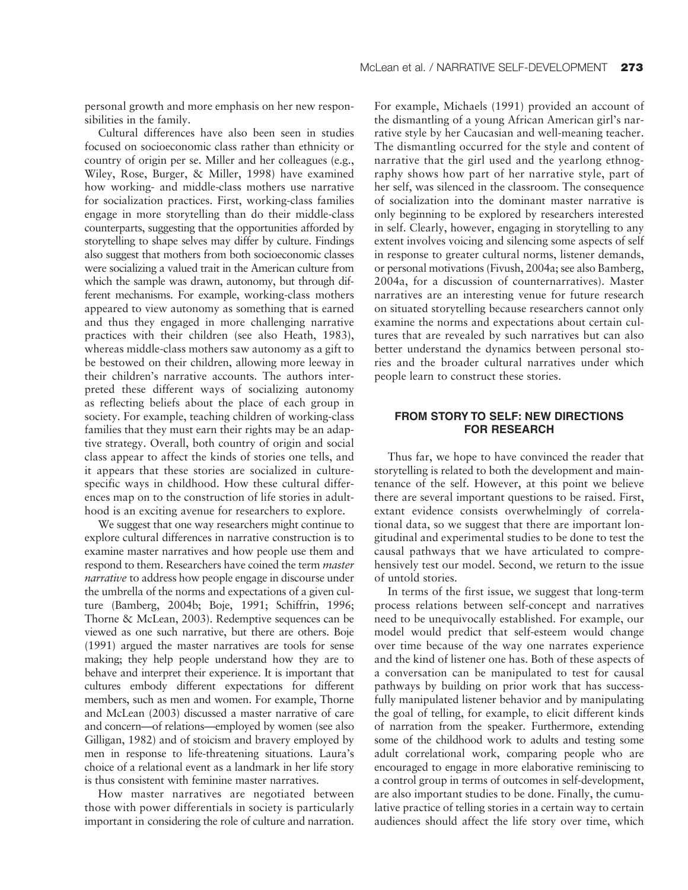personal growth and more emphasis on her new responsibilities in the family.

Cultural differences have also been seen in studies focused on socioeconomic class rather than ethnicity or country of origin per se. Miller and her colleagues (e.g., Wiley, Rose, Burger, & Miller, 1998) have examined how working- and middle-class mothers use narrative for socialization practices. First, working-class families engage in more storytelling than do their middle-class counterparts, suggesting that the opportunities afforded by storytelling to shape selves may differ by culture. Findings also suggest that mothers from both socioeconomic classes were socializing a valued trait in the American culture from which the sample was drawn, autonomy, but through different mechanisms. For example, working-class mothers appeared to view autonomy as something that is earned and thus they engaged in more challenging narrative practices with their children (see also Heath, 1983), whereas middle-class mothers saw autonomy as a gift to be bestowed on their children, allowing more leeway in their children's narrative accounts. The authors interpreted these different ways of socializing autonomy as reflecting beliefs about the place of each group in society. For example, teaching children of working-class families that they must earn their rights may be an adaptive strategy. Overall, both country of origin and social class appear to affect the kinds of stories one tells, and it appears that these stories are socialized in culture-specific ways in childhood. How these cultural differences map on to the construction of life stories in adulthood is an exciting avenue for researchers to explore.

We suggest that one way researchers might continue to explore cultural differences in narrative construction is to examine master narratives and how people use them and respond to them. Researchers have coined the term *master narrative* to address how people engage in discourse under the umbrella of the norms and expectations of a given culture (Bamberg, 2004b; Boje, 1991; Schiffrin, 1996; Thorne & McLean, 2003). Redemptive sequences can be viewed as one such narrative, but there are others. Boje (1991) argued the master narratives are tools for sense making; they help people understand how they are to behave and interpret their experience. It is important that cultures embody different expectations for different members, such as men and women. For example, Thorne and McLean (2003) discussed a master narrative of care and concern—of relations—employed by women (see also Gilligan, 1982) and of stoicism and bravery employed by men in response to life-threatening situations. Laura's choice of a relational event as a landmark in her life story is thus consistent with feminine master narratives.

How master narratives are negotiated between those with power differentials in society is particularly important in considering the role of culture and narration. For example, Michaels (1991) provided an account of the dismantling of a young African American girl's narrative style by her Caucasian and well-meaning teacher. The dismantling occurred for the style and content of narrative that the girl used and the yearlong ethnography shows how part of her narrative style, part of her self, was silenced in the classroom. The consequence of socialization into the dominant master narrative is only beginning to be explored by researchers interested in self. Clearly, however, engaging in storytelling to any extent involves voicing and silencing some aspects of self in response to greater cultural norms, listener demands, or personal motivations (Fivush, 2004a; see also Bamberg, 2004a, for a discussion of counternarratives). Master narratives are an interesting venue for future research on situated storytelling because researchers cannot only examine the norms and expectations about certain cultures that are revealed by such narratives but can also better understand the dynamics between personal stories and the broader cultural narratives under which people learn to construct these stories.

## FROM STORY TO SELF: NEW DIRECTIONS FOR RESEARCH

Thus far, we hope to have convinced the reader that storytelling is related to both the development and maintenance of the self. However, at this point we believe there are several important questions to be raised. First, extant evidence consists overwhelmingly of correlational data, so we suggest that there are important longitudinal and experimental studies to be done to test the causal pathways that we have articulated to comprehensively test our model. Second, we return to the issue of untold stories.

In terms of the first issue, we suggest that long-term process relations between self-concept and narratives need to be unequivocally established. For example, our model would predict that self-esteem would change over time because of the way one narrates experience and the kind of listener one has. Both of these aspects of a conversation can be manipulated to test for causal pathways by building on prior work that has successfully manipulated listener behavior and by manipulating the goal of telling, for example, to elicit different kinds of narration from the speaker. Furthermore, extending some of the childhood work to adults and testing some adult correlational work, comparing people who are encouraged to engage in more elaborative reminiscing to a control group in terms of outcomes in self-development, are also important studies to be done. Finally, the cumulative practice of telling stories in a certain way to certain audiences should affect the life story over time, which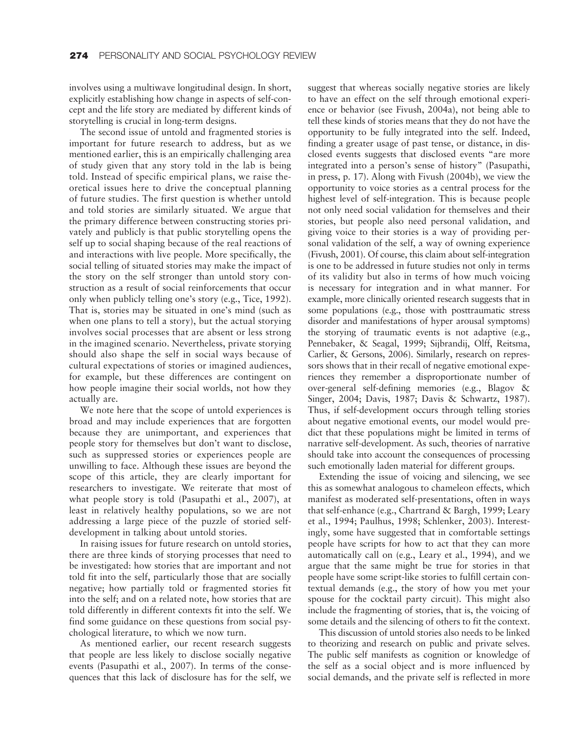involves using a multiwave longitudinal design. In short, explicitly establishing how change in aspects of self-concept and the life story are mediated by different kinds of storytelling is crucial in long-term designs.

The second issue of untold and fragmented stories is important for future research to address, but as we mentioned earlier, this is an empirically challenging area of study given that any story told in the lab is being told. Instead of specific empirical plans, we raise theoretical issues here to drive the conceptual planning of future studies. The first question is whether untold and told stories are similarly situated. We argue that the primary difference between constructing stories privately and publicly is that public storytelling opens the self up to social shaping because of the real reactions of and interactions with live people. More specifically, the social telling of situated stories may make the impact of the story on the self stronger than untold story construction as a result of social reinforcements that occur only when publicly telling one's story (e.g., Tice, 1992). That is, stories may be situated in one's mind (such as when one plans to tell a story), but the actual storying involves social processes that are absent or less strong in the imagined scenario. Nevertheless, private storying should also shape the self in social ways because of cultural expectations of stories or imagined audiences, for example, but these differences are contingent on how people imagine their social worlds, not how they actually are.

We note here that the scope of untold experiences is broad and may include experiences that are forgotten because they are unimportant, and experiences that people story for themselves but don't want to disclose, such as suppressed stories or experiences people are unwilling to face. Although these issues are beyond the scope of this article, they are clearly important for researchers to investigate. We reiterate that most of what people story is told (Pasupathi et al., 2007), at least in relatively healthy populations, so we are not addressing a large piece of the puzzle of storied self-development in talking about untold stories.

In raising issues for future research on untold stories, there are three kinds of storying processes that need to be investigated: how stories that are important and not told fit into the self, particularly those that are socially negative; how partially told or fragmented stories fit into the self; and on a related note, how stories that are told differently in different contexts fit into the self. We find some guidance on these questions from social psychological literature, to which we now turn.

As mentioned earlier, our recent research suggests that people are less likely to disclose socially negative events (Pasupathi et al., 2007). In terms of the consequences that this lack of disclosure has for the self, we suggest that whereas socially negative stories are likely to have an effect on the self through emotional experience or behavior (see Fivush, 2004a), not being able to tell these kinds of stories means that they do not have the opportunity to be fully integrated into the self. Indeed, finding a greater usage of past tense, or distance, in disclosed events suggests that disclosed events "are more integrated into a person's sense of history" (Pasupathi, in press, p. 17). Along with Fivush (2004b), we view the opportunity to voice stories as a central process for the highest level of self-integration. This is because people not only need social validation for themselves and their stories, but people also need personal validation, and giving voice to their stories is a way of providing personal validation of the self, a way of owning experience (Fivush, 2001). Of course, this claim about self-integration is one to be addressed in future studies not only in terms of its validity but also in terms of how much voicing is necessary for integration and in what manner. For example, more clinically oriented research suggests that in some populations (e.g., those with posttraumatic stress disorder and manifestations of hyper arousal symptoms) the storying of traumatic events is not adaptive (e.g., Pennebaker, & Seagal, 1999; Sijbrandij, Olff, Reitsma, Carlier, & Gersons, 2006). Similarly, research on repressors shows that in their recall of negative emotional experiences they remember a disproportionate number of over-general self-defining memories (e.g., Blagov & Singer, 2004; Davis, 1987; Davis & Schwartz, 1987). Thus, if self-development occurs through telling stories about negative emotional events, our model would predict that these populations might be limited in terms of narrative self-development. As such, theories of narrative should take into account the consequences of processing such emotionally laden material for different groups.

Extending the issue of voicing and silencing, we see this as somewhat analogous to chameleon effects, which manifest as moderated self-presentations, often in ways that self-enhance (e.g., Chartrand & Bargh, 1999; Leary et al., 1994; Paulhus, 1998; Schlenker, 2003). Interestingly, some have suggested that in comfortable settings people have scripts for how to act that they can more automatically call on (e.g., Leary et al., 1994), and we argue that the same might be true for stories in that people have some script-like stories to fulfill certain contextual demands (e.g., the story of how you met your spouse for the cocktail party circuit). This might also include the fragmenting of stories, that is, the voicing of some details and the silencing of others to fit the context.

This discussion of untold stories also needs to be linked to theorizing and research on public and private selves. The public self manifests as cognition or knowledge of the self as a social object and is more influenced by social demands, and the private self is reflected in more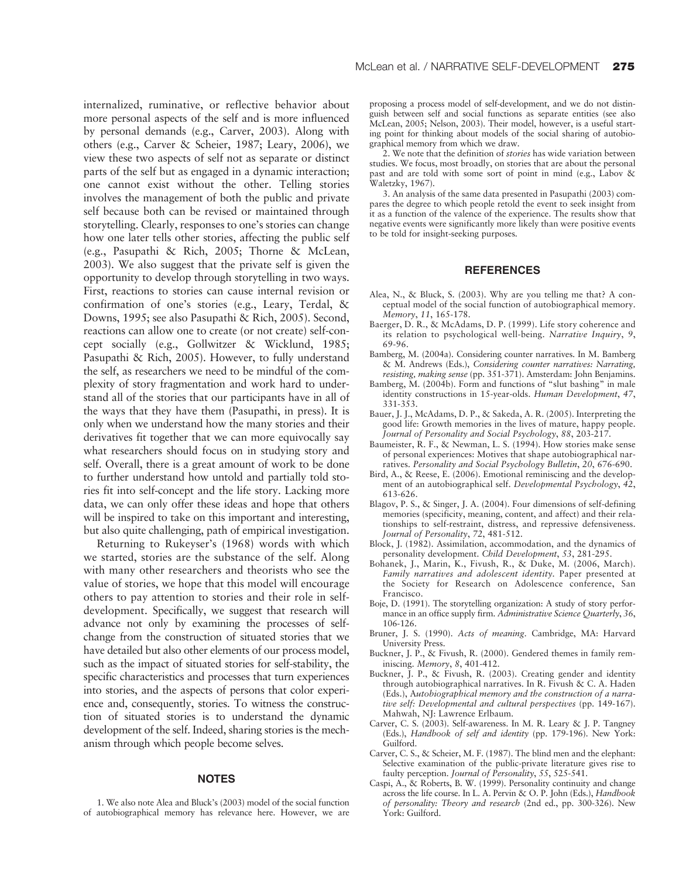internalized, ruminative, or reflective behavior about more personal aspects of the self and is more influenced by personal demands (e.g., Carver, 2003). Along with others (e.g., Carver & Scheier, 1987; Leary, 2006), we view these two aspects of self not as separate or distinct parts of the self but as engaged in a dynamic interaction; one cannot exist without the other. Telling stories involves the management of both the public and private self because both can be revised or maintained through storytelling. Clearly, responses to one's stories can change how one later tells other stories, affecting the public self (e.g., Pasupathi & Rich, 2005; Thorne & McLean, 2003). We also suggest that the private self is given the opportunity to develop through storytelling in two ways. First, reactions to stories can cause internal revision or confirmation of one's stories (e.g., Leary, Terdal, & Downs, 1995; see also Pasupathi & Rich, 2005). Second, reactions can allow one to create (or not create) self-concept socially (e.g., Gollwitzer & Wicklund, 1985; Pasupathi & Rich, 2005). However, to fully understand the self, as researchers we need to be mindful of the complexity of story fragmentation and work hard to understand all of the stories that our participants have in all of the ways that they have them (Pasupathi, in press). It is only when we understand how the many stories and their derivatives fit together that we can more equivocally say what researchers should focus on in studying story and self. Overall, there is a great amount of work to be done to further understand how untold and partially told stories fit into self-concept and the life story. Lacking more data, we can only offer these ideas and hope that others will be inspired to take on this important and interesting, but also quite challenging, path of empirical investigation.

Returning to Rukeyser's (1968) words with which we started, stories are the substance of the self. Along with many other researchers and theorists who see the value of stories, we hope that this model will encourage others to pay attention to stories and their role in self-development. Specifically, we suggest that research will advance not only by examining the processes of self-change from the construction of situated stories that we have detailed but also other elements of our process model, such as the impact of situated stories for self-stability, the specific characteristics and processes that turn experiences into stories, and the aspects of persons that color experience and, consequently, stories. To witness the construction of situated stories is to understand the dynamic development of the self. Indeed, sharing stories is the mechanism through which people become selves.

## NOTES

1. We also note Alea and Bluck's (2003) model of the social function of autobiographical memory has relevance here. However, we are proposing a process model of self-development, and we do not distinguish between self and social functions as separate entities (see also McLean, 2005; Nelson, 2003). Their model, however, is a useful starting point for thinking about models of the social sharing of autobiographical memory from which we draw.

2. We note that the definition of *stories* has wide variation between studies. We focus, most broadly, on stories that are about the personal past and are told with some sort of point in mind (e.g., Labov & Waletzky, 1967).

3. An analysis of the same data presented in Pasupathi (2003) compares the degree to which people retold the event to seek insight from it as a function of the valence of the experience. The results show that negative events were significantly more likely than were positive events to be told for insight-seeking purposes.

## REFERENCES

Alea, N., & Bluck, S. (2003). Why are you telling me that? A conceptual model of the social function of autobiographical memory. *Memory*, *11*, 165-178.

Baerger, D. R., & McAdams, D. P. (1999). Life story coherence and its relation to psychological well-being. *Narrative Inquiry*, *9*, 69-96.

Bamberg, M. (2004a). Considering counter narratives. In M. Bamberg & M. Andrews (Eds.), *Considering counter narratives: Narrating, resisting, making sense* (pp. 351-371). Amsterdam: John Benjamins.

Bamberg, M. (2004b). Form and functions of "slut bashing" in male identity constructions in 15-year-olds. *Human Development*, *47*, 331-353.

Bauer, J. J., McAdams, D. P., & Sakeda, A. R. (2005). Interpreting the good life: Growth memories in the lives of mature, happy people. *Journal of Personality and Social Psychology*, *88*, 203-217.

Baumeister, R. F., & Newman, L. S. (1994). How stories make sense of personal experiences: Motives that shape autobiographical narratives. *Personality and Social Psychology Bulletin*, *20*, 676-690.

Bird, A., & Reese, E. (2006). Emotional reminiscing and the development of an autobiographical self. *Developmental Psychology*, *42*, 613-626.

Blagov, P. S., & Singer, J. A. (2004). Four dimensions of self-defining memories (specificity, meaning, content, and affect) and their relationships to self-restraint, distress, and repressive defensiveness. *Journal of Personality*, *72*, 481-512.

Block, J. (1982). Assimilation, accommodation, and the dynamics of personality development. *Child Development*, *53*, 281-295.

Bohanek, J., Marin, K., Fivush, R., & Duke, M. (2006, March). *Family narratives and adolescent identity*. Paper presented at the Society for Research on Adolescence conference, San Francisco.

Boje, D. (1991). The storytelling organization: A study of story performance in an office supply firm. *Administrative Science Quarterly*, *36*, 106-126.

Bruner, J. S. (1990). *Acts of meaning*. Cambridge, MA: Harvard University Press.

Buckner, J. P., & Fivush, R. (2000). Gendered themes in family reminiscing. *Memory*, *8*, 401-412.

Buckner, J. P., & Fivush, R. (2003). Creating gender and identity through autobiographical narratives. In R. Fivush & C. A. Haden (Eds.), *Autobiographical memory and the construction of a narrative self: Developmental and cultural perspectives* (pp. 149-167). Mahwah, NJ: Lawrence Erlbaum.

Carver, C. S. (2003). Self-awareness. In M. R. Leary & J. P. Tangney (Eds.), *Handbook of self and identity* (pp. 179-196). New York: Guilford.

Carver, C. S., & Scheier, M. F. (1987). The blind men and the elephant: Selective examination of the public-private literature gives rise to faulty perception. *Journal of Personality*, *55*, 525-541.

Caspi, A., & Roberts, B. W. (1999). Personality continuity and change across the life course. In L. A. Pervin & O. P. John (Eds.), *Handbook of personality: Theory and research* (2nd ed., pp. 300-326). New York: Guilford.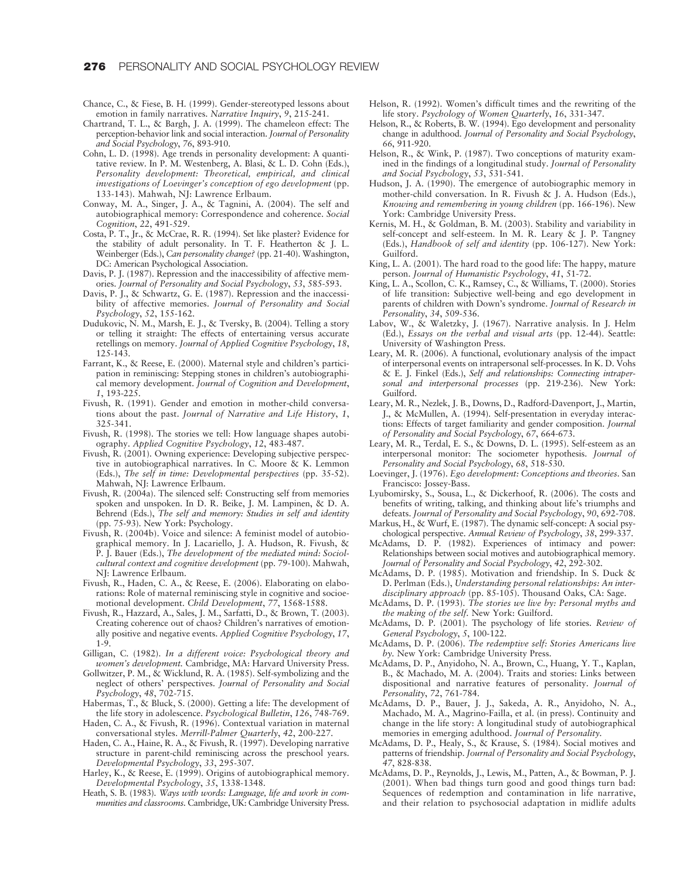Chance, C., & Fiese, B. H. (1999). Gender-stereotyped lessons about emotion in family narratives. *Narrative Inquiry*, *9*, 215-241.

Chartrand, T. L., & Bargh, J. A. (1999). The chameleon effect: The perception-behavior link and social interaction. *Journal of Personality and Social Psychology*, *76*, 893-910.

Cohn, L. D. (1998). Age trends in personality development: A quantitative review. In P. M. Westenberg, A. Blasi, & L. D. Cohn (Eds.), *Personality development: Theoretical, empirical, and clinical investigations of Loevinger's conception of ego development* (pp. 133-143). Mahwah, NJ: Lawrence Erlbaum.

Conway, M. A., Singer, J. A., & Tagnini, A. (2004). The self and autobiographical memory: Correspondence and coherence. *Social Cognition*, *22*, 491-529.

Costa, P. T., Jr., & McCrae, R. R. (1994). Set like plaster? Evidence for the stability of adult personality. In T. F. Heatherton & J. L. Weinberger (Eds.), *Can personality change?* (pp. 21-40). Washington, DC: American Psychological Association.

Davis, P. J. (1987). Repression and the inaccessibility of affective memories. *Journal of Personality and Social Psychology*, *53*, 585-593.

Davis, P. J., & Schwartz, G. E. (1987). Repression and the inaccessibility of affective memories. *Journal of Personality and Social Psychology*, *52*, 155-162.

Dudukovic, N. M., Marsh, E. J., & Tversky, B. (2004). Telling a story or telling it straight: The effects of entertaining versus accurate retellings on memory. *Journal of Applied Cognitive Psychology*, *18*, 125-143.

Farrant, K., & Reese, E. (2000). Maternal style and children's participation in reminiscing: Stepping stones in children's autobiographical memory development. *Journal of Cognition and Development*, *1*, 193-225.

Fivush, R. (1991). Gender and emotion in mother-child conversations about the past. *Journal of Narrative and Life History*, *1*, 325-341.

Fivush, R. (1998). The stories we tell: How language shapes autobiography. *Applied Cognitive Psychology*, *12*, 483-487.

Fivush, R. (2001). Owning experience: Developing subjective perspective in autobiographical narratives. In C. Moore & K. Lemmon (Eds.), *The self in time: Developmental perspectives* (pp. 35-52). Mahwah, NJ: Lawrence Erlbaum.

Fivush, R. (2004a). The silenced self: Constructing self from memories spoken and unspoken. In D. R. Beike, J. M. Lampinen, & D. A. Behrend (Eds.), *The self and memory: Studies in self and identity* (pp. 75-93). New York: Psychology.

Fivush, R. (2004b). Voice and silence: A feminist model of autobiographical memory. In J. Lacariello, J. A. Hudson, R. Fivush, & P. J. Bauer (Eds.), *The development of the mediated mind: Sociolcultural context and cognitive development* (pp. 79-100). Mahwah, NJ: Lawrence Erlbaum.

Fivush, R., Haden, C. A., & Reese, E. (2006). Elaborating on elaborations: Role of maternal reminiscing style in cognitive and socioemotional development. *Child Development*, *77*, 1568-1588.

Fivush, R., Hazzard, A., Sales, J. M., Sarfatti, D., & Brown, T. (2003). Creating coherence out of chaos? Children's narratives of emotionally positive and negative events. *Applied Cognitive Psychology*, *17*, 1-9.

Gilligan, C. (1982). *In a different voice: Psychological theory and women's development.* Cambridge, MA: Harvard University Press.

Gollwitzer, P. M., & Wicklund, R. A. (1985). Self-symbolizing and the neglect of others' perspectives. *Journal of Personality and Social Psychology*, *48*, 702-715.

Habermas, T., & Bluck, S. (2000). Getting a life: The development of the life story in adolescence. *Psychological Bulletin*, *126*, 748-769.

Haden, C. A., & Fivush, R. (1996). Contextual variation in maternal conversational styles. *Merrill-Palmer Quarterly*, *42*, 200-227.

Haden, C. A., Haine, R. A., & Fivush, R. (1997). Developing narrative structure in parent-child reminiscing across the preschool years. *Developmental Psychology*, *33*, 295-307.

Harley, K., & Reese, E. (1999). Origins of autobiographical memory. *Developmental Psychology*, *35*, 1338-1348.

Heath, S. B. (1983). *Ways with words: Language, life and work in communities and classrooms.* Cambridge, UK: Cambridge University Press.

Helson, R. (1992). Women's difficult times and the rewriting of the life story. *Psychology of Women Quarterly*, *16*, 331-347.

Helson, R., & Roberts, B. W. (1994). Ego development and personality change in adulthood. *Journal of Personality and Social Psychology*, *66*, 911-920.

Helson, R., & Wink, P. (1987). Two conceptions of maturity examined in the findings of a longitudinal study. *Journal of Personality and Social Psychology*, *53*, 531-541.

Hudson, J. A. (1990). The emergence of autobiographic memory in mother-child conversation. In R. Fivush & J. A. Hudson (Eds.), *Knowing and remembering in young children* (pp. 166-196). New York: Cambridge University Press.

Kernis, M. H., & Goldman, B. M. (2003). Stability and variability in self-concept and self-esteem. In M. R. Leary & J. P. Tangney (Eds.), *Handbook of self and identity* (pp. 106-127). New York: Guilford.

King, L. A. (2001). The hard road to the good life: The happy, mature person. *Journal of Humanistic Psychology*, *41*, 51-72.

King, L. A., Scollon, C. K., Ramsey, C., & Williams, T. (2000). Stories of life transition: Subjective well-being and ego development in parents of children with Down's syndrome. *Journal of Research in Personality*, *34*, 509-536.

Labov, W., & Waletzky, J. (1967). Narrative analysis. In J. Helm (Ed.), *Essays on the verbal and visual arts* (pp. 12-44). Seattle: University of Washington Press.

Leary, M. R. (2006). A functional, evolutionary analysis of the impact of interpersonal events on intrapersonal self-processes. In K. D. Vohs & E. J. Finkel (Eds.), *Self and relationships: Connecting intrapersonal and interpersonal processes* (pp. 219-236). New York: Guilford.

Leary, M. R., Nezlek, J. B., Downs, D., Radford-Davenport, J., Martin, J., & McMullen, A. (1994). Self-presentation in everyday interactions: Effects of target familiarity and gender composition. *Journal of Personality and Social Psychology*, *67*, 664-673.

Leary, M. R., Terdal, E. S., & Downs, D. L. (1995). Self-esteem as an interpersonal monitor: The sociometer hypothesis. *Journal of Personality and Social Psychology*, *68*, 518-530.

Loevinger, J. (1976). *Ego development: Conceptions and theories.* San Francisco: Jossey-Bass.

Lyubomirsky, S., Sousa, L., & Dickerhoof, R. (2006). The costs and benefits of writing, talking, and thinking about life's triumphs and defeats. *Journal of Personality and Social Psychology*, *90*, 692-708.

Markus, H., & Wurf, E. (1987). The dynamic self-concept: A social psychological perspective. *Annual Review of Psychology*, *38*, 299-337.

McAdams, D. P. (1982). Experiences of intimacy and power: Relationships between social motives and autobiographical memory. *Journal of Personality and Social Psychology*, *42*, 292-302.

McAdams, D. P. (1985). Motivation and friendship. In S. Duck & D. Perlman (Eds.), *Understanding personal relationships: An interdisciplinary approach* (pp. 85-105). Thousand Oaks, CA: Sage.

McAdams, D. P. (1993). *The stories we live by: Personal myths and the making of the self.* New York: Guilford.

McAdams, D. P. (2001). The psychology of life stories. *Review of General Psychology*, *5*, 100-122.

McAdams, D. P. (2006). *The redemptive self: Stories Americans live by.* New York: Cambridge University Press.

McAdams, D. P., Anyidoho, N. A., Brown, C., Huang, Y. T., Kaplan, B., & Machado, M. A. (2004). Traits and stories: Links between dispositional and narrative features of personality. *Journal of Personality*, *72*, 761-784.

McAdams, D. P., Bauer, J. J., Sakeda, A. R., Anyidoho, N. A., Machado, M. A., Magrino-Failla, et al. (in press). Continuity and change in the life story: A longitudinal study of autobiographical memories in emerging adulthood. *Journal of Personality.*

McAdams, D. P., Healy, S., & Krause, S. (1984). Social motives and patterns of friendship. *Journal of Personality and Social Psychology*, *47*, 828-838.

McAdams, D. P., Reynolds, J., Lewis, M., Patten, A., & Bowman, P. J. (2001). When bad things turn good and good things turn bad: Sequences of redemption and contamination in life narrative, and their relation to psychosocial adaptation in midlife adults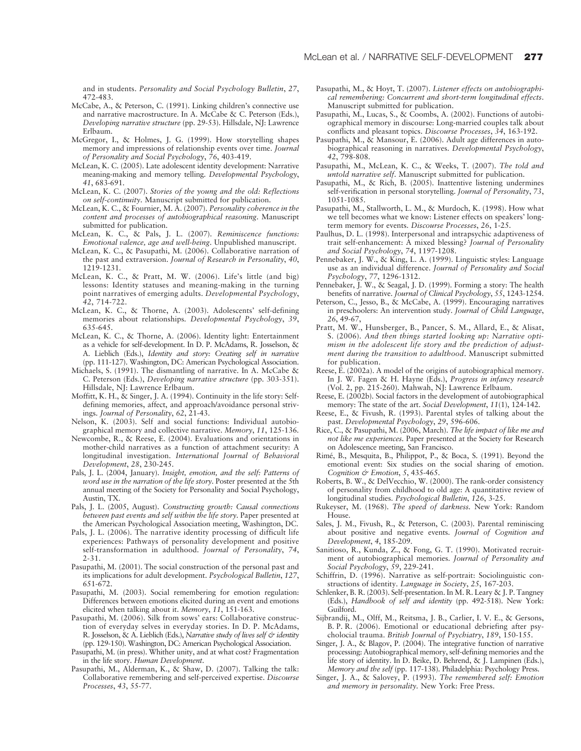and in students. *Personality and Social Psychology Bulletin*, *27*, 472-483.

McCabe, A., & Peterson, C. (1991). Linking children's connective use and narrative macrostructure. In A. McCabe & C. Peterson (Eds.), *Developing narrative structure* (pp. 29-53). Hillsdale, NJ: Lawrence Erlbaum.

McGregor, I., & Holmes, J. G. (1999). How storytelling shapes memory and impressions of relationship events over time. *Journal of Personality and Social Psychology*, *76*, 403-419.

McLean, K. C. (2005). Late adolescent identity development: Narrative meaning-making and memory telling. *Developmental Psychology*, *41*, 683-691.

McLean, K. C. (2007). *Stories of the young and the old: Reflections on self-continuity*. Manuscript submitted for publication.

McLean, K. C., & Fournier, M. A. (2007). *Personality coherence in the content and processes of autobiographical reasoning*. Manuscript submitted for publication.

McLean, K. C., & Pals, J. L. (2007). *Reminiscence functions: Emotional valence, age and well-being*. Unpublished manuscript.

McLean, K. C., & Pasupathi, M. (2006). Collaborative narration of the past and extraversion. *Journal of Research in Personality*, *40*, 1219-1231.

McLean, K. C., & Pratt, M. W. (2006). Life's little (and big) lessons: Identity statuses and meaning-making in the turning point narratives of emerging adults. *Developmental Psychology*, *42*, 714-722.

McLean, K. C., & Thorne, A. (2003). Adolescents' self-defining memories about relationships. *Developmental Psychology*, *39*, 635-645.

McLean, K. C., & Thorne, A. (2006). Identity light: Entertainment as a vehicle for self-development. In D. P. McAdams, R. Josselson, & A. Lieblich (Eds.), *Identity and story: Creating self in narrative* (pp. 111-127). Washington, DC: American Psychological Association.

Michaels, S. (1991). The dismantling of narrative. In A. McCabe & C. Peterson (Eds.), *Developing narrative structure* (pp. 303-351). Hillsdale, NJ: Lawrence Erlbaum.

Moffitt, K. H., & Singer, J. A. (1994). Continuity in the life story: Self-defining memories, affect, and approach/avoidance personal strivings. *Journal of Personality*, *62*, 21-43.

Nelson, K. (2003). Self and social functions: Individual autobiographical memory and collective narrative. *Memory*, *11*, 125-136.

Newcombe, R., & Reese, E. (2004). Evaluations and orientations in mother-child narratives as a function of attachment security: A longitudinal investigation. *International Journal of Behavioral Development*, *28*, 230-245.

Pals, J. L. (2004, January). *Insight, emotion, and the self: Patterns of word use in the narration of the life story*. Poster presented at the 5th annual meeting of the Society for Personality and Social Psychology, Austin, TX.

Pals, J. L. (2005, August). *Constructing growth: Causal connections between past events and self within the life story*. Paper presented at the American Psychological Association meeting, Washington, DC.

Pals, J. L. (2006). The narrative identity processing of difficult life experiences: Pathways of personality development and positive self-transformation in adulthood. *Journal of Personality*, *74*, 2-31.

Pasupathi, M. (2001). The social construction of the personal past and its implications for adult development. *Psychological Bulletin*, *127*, 651-672.

Pasupathi, M. (2003). Social remembering for emotion regulation: Differences between emotions elicited during an event and emotions elicited when talking about it. *Memory*, *11*, 151-163.

Pasupathi, M. (2006). Silk from sows' ears: Collaborative construction of everyday selves in everyday stories. In D. P. McAdams, R. Josselson, & A. Lieblich (Eds.), *Narrative study of lives self & identity* (pp. 129-150). Washington, DC: American Psychological Association.

Pasupathi, M. (in press). Whither unity, and at what cost? Fragmentation in the life story. *Human Development*.

Pasupathi, M., Alderman, K., & Shaw, D. (2007). Talking the talk: Collaborative remembering and self-perceived expertise. *Discourse Processes*, *43*, 55-77.

Pasupathi, M., & Hoyt, T. (2007). *Listener effects on autobiographical remembering: Concurrent and short-term longitudinal effects*. Manuscript submitted for publication.

Pasupathi, M., Lucas, S., & Coombs, A. (2002). Functions of autobiographical memory in discourse: Long-married couples talk about conflicts and pleasant topics. *Discourse Processes*, *34*, 163-192.

Pasupathi, M., & Mansour, E. (2006). Adult age differences in autobiographical reasoning in narratives. *Developmental Psychology*, *42*, 798-808.

Pasupathi, M., McLean, K. C., & Weeks, T. (2007). *The told and untold narrative self*. Manuscript submitted for publication.

Pasupathi, M., & Rich, B. (2005). Inattentive listening undermines self-verification in personal storytelling. *Journal of Personality*, *73*, 1051-1085.

Pasupathi, M., Stallworth, L. M., & Murdoch, K. (1998). How what we tell becomes what we know: Listener effects on speakers' long-term memory for events. *Discourse Processes*, *26*, 1-25.

Paulhus, D. L. (1998). Interpersonal and intrapsychic adaptiveness of trait self-enhancement: A mixed blessing? *Journal of Personality and Social Psychology*, *74*, 1197-1208.

Pennebaker, J. W., & King, L. A. (1999). Linguistic styles: Language use as an individual difference. *Journal of Personality and Social Psychology*, *77*, 1296-1312.

Pennebaker, J. W., & Seagal, J. D. (1999). Forming a story: The health benefits of narrative. *Journal of Clinical Psychology*, *55*, 1243-1254.

Peterson, C., Jesso, B., & McCabe, A. (1999). Encouraging narratives in preschoolers: An intervention study. *Journal of Child Language*, *26*, 49-67,

Pratt, M. W., Hunsberger, B., Pancer, S. M., Allard, E., & Alisat, S. (2006). *And then things started looking up: Narrative optimism in the adolescent life story and the prediction of adjustment during the transition to adulthood*. Manuscript submitted for publication.

Reese, E. (2002a). A model of the origins of autobiographical memory. In J. W. Fagen & H. Hayne (Eds.), *Progress in infancy research* (Vol. 2, pp. 215-260). Mahwah, NJ: Lawrence Erlbaum.

Reese, E. (2002b). Social factors in the development of autobiographical memory: The state of the art. *Social Development*, *11*(1), 124-142.

Reese, E., & Fivush, R. (1993). Parental styles of talking about the past. *Developmental Psychology*, *29*, 596-606.

Rice, C., & Pasupathi, M. (2006, March). *The life impact of like me and not like me experiences*. Paper presented at the Society for Research on Adolescence meeting, San Francisco.

Rimé, B., Mesquita, B., Philippot, P., & Boca, S. (1991). Beyond the emotional event: Six studies on the social sharing of emotion. *Cognition & Emotion*, *5*, 435-465.

Roberts, B. W., & DelVecchio, W. (2000). The rank-order consistency of personality from childhood to old age: A quantitative review of longitudinal studies. *Psychological Bulletin*, *126*, 3-25.

Rukeyser, M. (1968). *The speed of darkness*. New York: Random House.

Sales, J. M., Fivush, R., & Peterson, C. (2003). Parental reminiscing about positive and negative events. *Journal of Cognition and Development*, *4*, 185-209.

Sanitioso, R., Kunda, Z., & Fong, G. T. (1990). Motivated recruitment of autobiographical memories. *Journal of Personality and Social Psychology*, *59*, 229-241.

Schiffrin, D. (1996). Narrative as self-portrait: Sociolinguistic constructions of identity. *Language in Society*, *25*, 167-203.

Schlenker, B. R. (2003). Self-presentation. In M. R. Leary & J. P. Tangney (Eds.), *Handbook of self and identity* (pp. 492-518). New York: Guilford.

Sijbrandij, M., Olff, M., Reitsma, J. B., Carlier, I. V. E., & Gersons, B. P. R. (2006). Emotional or educational debriefing after psychological trauma. *British Journal of Psychiatry*, *189*, 150-155.

Singer, J. A., & Blagov, P. (2004). The integrative function of narrative processing: Autobiographical memory, self-defining memories and the life story of identity. In D. Beike, D. Behrend, & J. Lampinen (Eds.), *Memory and the self* (pp. 117-138). Philadelphia: Psychology Press.

Singer, J. A., & Salovey, P. (1993). *The remembered self: Emotion and memory in personality*. New York: Free Press.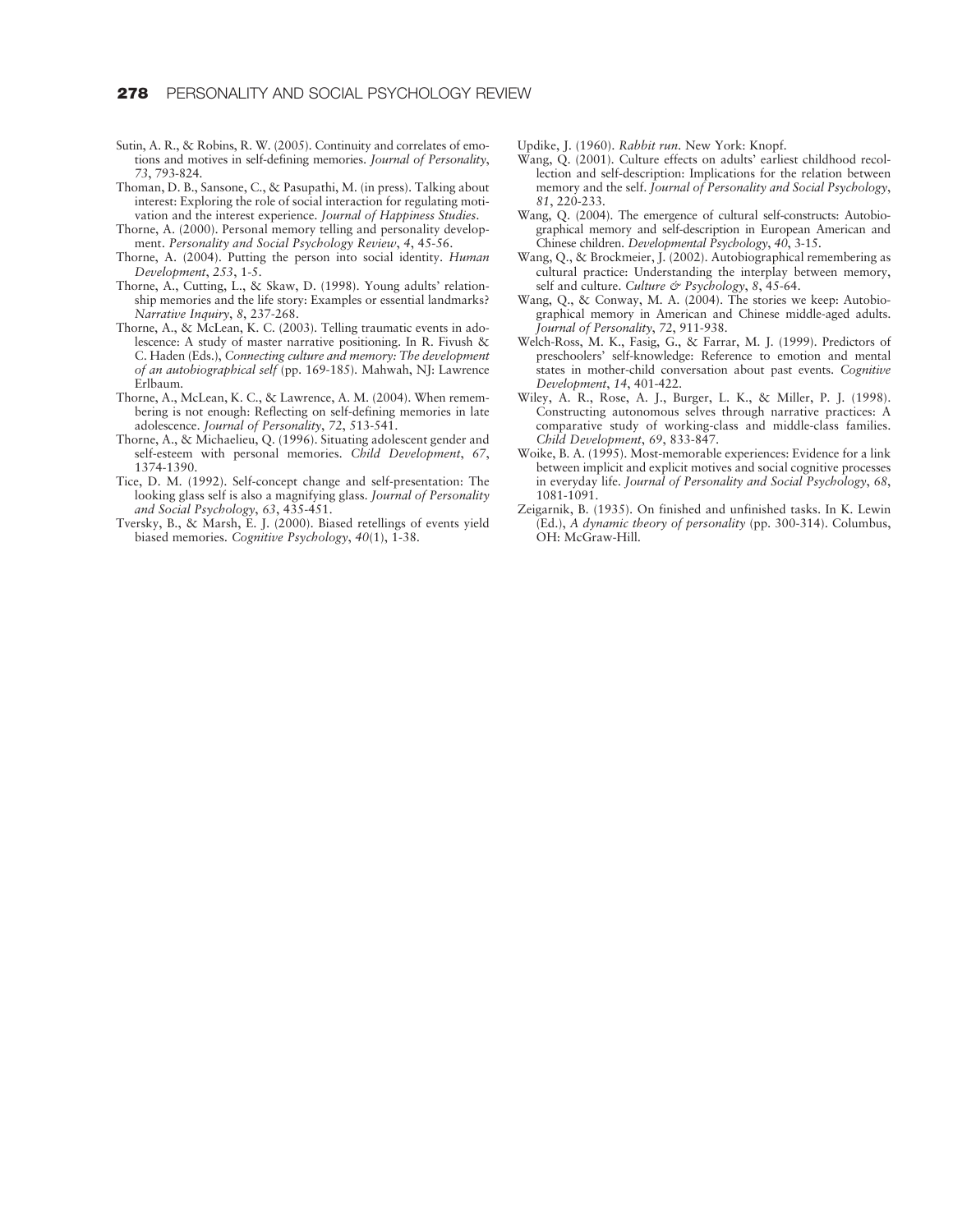Sutin, A. R., & Robins, R. W. (2005). Continuity and correlates of emotions and motives in self-defining memories. *Journal of Personality*, *73*, 793-824.

Thoman, D. B., Sansone, C., & Pasupathi, M. (in press). Talking about interest: Exploring the role of social interaction for regulating motivation and the interest experience. *Journal of Happiness Studies*.

Thorne, A. (2000). Personal memory telling and personality development. *Personality and Social Psychology Review*, *4*, 45-56.

Thorne, A. (2004). Putting the person into social identity. *Human Development*, *253*, 1-5.

Thorne, A., Cutting, L., & Skaw, D. (1998). Young adults' relationship memories and the life story: Examples or essential landmarks? *Narrative Inquiry*, *8*, 237-268.

Thorne, A., & McLean, K. C. (2003). Telling traumatic events in adolescence: A study of master narrative positioning. In R. Fivush & C. Haden (Eds.), *Connecting culture and memory: The development of an autobiographical self* (pp. 169-185). Mahwah, NJ: Lawrence Erlbaum.

Thorne, A., McLean, K. C., & Lawrence, A. M. (2004). When remembering is not enough: Reflecting on self-defining memories in late adolescence. *Journal of Personality*, *72*, 513-541.

Thorne, A., & Michaelieu, Q. (1996). Situating adolescent gender and self-esteem with personal memories. *Child Development*, *67*, 1374-1390.

Tice, D. M. (1992). Self-concept change and self-presentation: The looking glass self is also a magnifying glass. *Journal of Personality and Social Psychology*, *63*, 435-451.

Tversky, B., & Marsh, E. J. (2000). Biased retellings of events yield biased memories. *Cognitive Psychology*, *40*(1), 1-38.

Updike, J. (1960). *Rabbit run*. New York: Knopf.

Wang, Q. (2001). Culture effects on adults' earliest childhood recollection and self-description: Implications for the relation between memory and the self. *Journal of Personality and Social Psychology*, *81*, 220-233.

Wang, Q. (2004). The emergence of cultural self-constructs: Autobiographical memory and self-description in European American and Chinese children. *Developmental Psychology*, *40*, 3-15.

Wang, Q., & Brockmeier, J. (2002). Autobiographical remembering as cultural practice: Understanding the interplay between memory, self and culture. *Culture & Psychology*, *8*, 45-64.

Wang, Q., & Conway, M. A. (2004). The stories we keep: Autobiographical memory in American and Chinese middle-aged adults. *Journal of Personality*, *72*, 911-938.

Welch-Ross, M. K., Fasig, G., & Farrar, M. J. (1999). Predictors of preschoolers' self-knowledge: Reference to emotion and mental states in mother-child conversation about past events. *Cognitive Development*, *14*, 401-422.

Wiley, A. R., Rose, A. J., Burger, L. K., & Miller, P. J. (1998). Constructing autonomous selves through narrative practices: A comparative study of working-class and middle-class families. *Child Development*, *69*, 833-847.

Woike, B. A. (1995). Most-memorable experiences: Evidence for a link between implicit and explicit motives and social cognitive processes in everyday life. *Journal of Personality and Social Psychology*, *68*, 1081-1091.

Zeigarnik, B. (1935). On finished and unfinished tasks. In K. Lewin (Ed.), *A dynamic theory of personality* (pp. 300-314). Columbus, OH: McGraw-Hill.